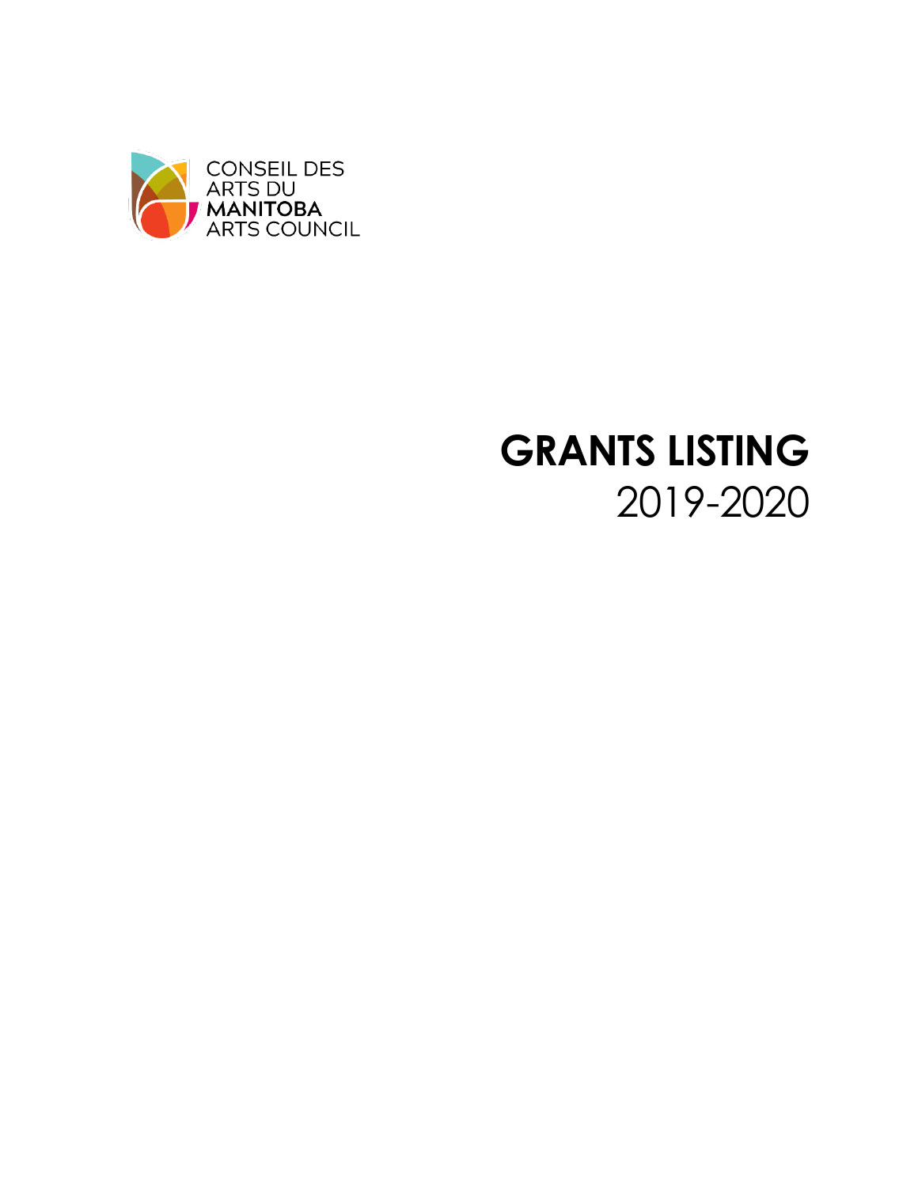CONSEIL DES ARTS DU **MANITOBA** ARTS COUNCIL

# GRANTS LISTING
2019-2020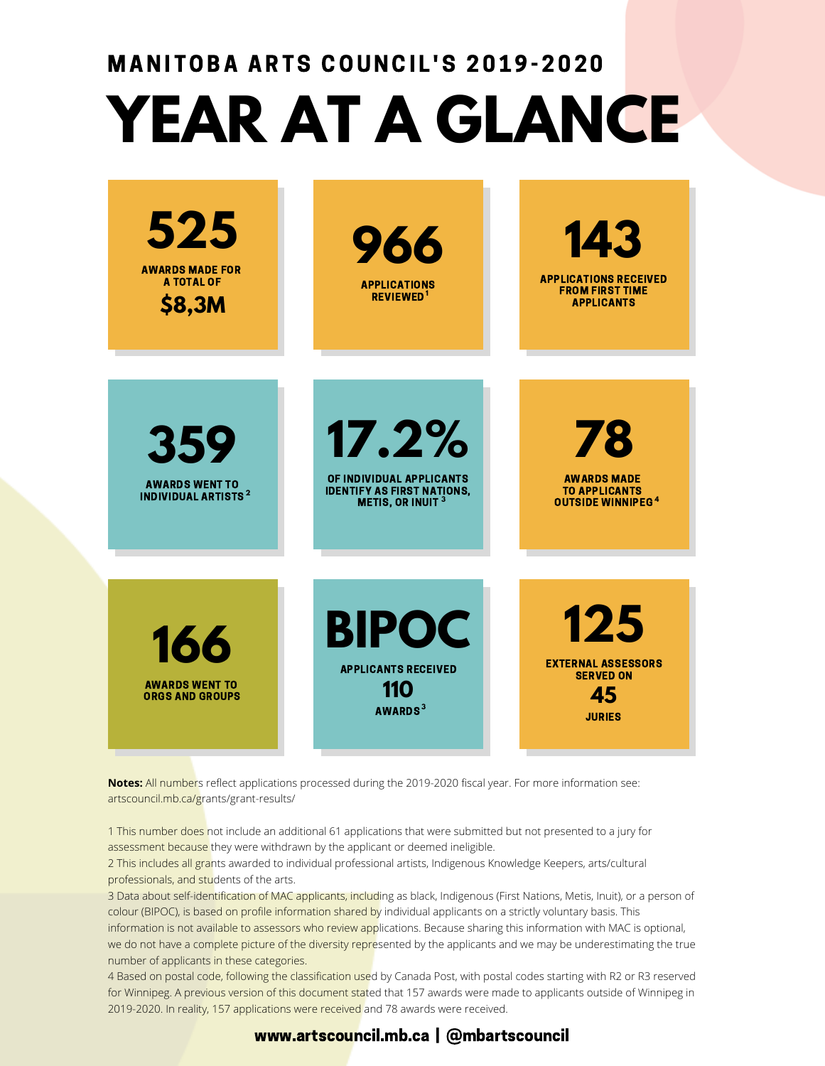# MANITOBA ARTS COUNCIL'S 2019-2020

# YEAR AT A GLANCE

**525**
AWARDS MADE FOR A TOTAL OF
**$8,3M**

**966**
APPLICATIONS REVIEWED[1]

**143**
APPLICATIONS RECEIVED FROM FIRST TIME APPLICANTS

**359**
AWARDS WENT TO INDIVIDUAL ARTISTS[2]

**17.2%**
OF INDIVIDUAL APPLICANTS IDENTIFY AS FIRST NATIONS, METIS, OR INUIT[3]

**78**
AWARDS MADE TO APPLICANTS OUTSIDE WINNIPEG[4]

**166**
AWARDS WENT TO ORGS AND GROUPS

**BIPOC**
APPLICANTS RECEIVED
**110**
AWARDS[3]

**125**
EXTERNAL ASSESSORS SERVED ON
**45**
JURIES

**Notes:** All numbers reflect applications processed during the 2019-2020 fiscal year. For more information see: artscouncil.mb.ca/grants/grant-results/

1 This number does not include an additional 61 applications that were submitted but not presented to a jury for assessment because they were withdrawn by the applicant or deemed ineligible.

2 This includes all grants awarded to individual professional artists, Indigenous Knowledge Keepers, arts/cultural professionals, and students of the arts.

3 Data about self-identification of MAC applicants, including as black, Indigenous (First Nations, Metis, Inuit), or a person of colour (BIPOC), is based on profile information shared by individual applicants on a strictly voluntary basis. This information is not available to assessors who review applications. Because sharing this information with MAC is optional, we do not have a complete picture of the diversity represented by the applicants and we may be underestimating the true number of applicants in these categories.

4 Based on postal code, following the classification used by Canada Post, with postal codes starting with R2 or R3 reserved for Winnipeg. A previous version of this document stated that 157 awards were made to applicants outside of Winnipeg in 2019-2020. In reality, 157 applications were received and 78 awards were received.

**www.artscouncil.mb.ca | @mbartscouncil**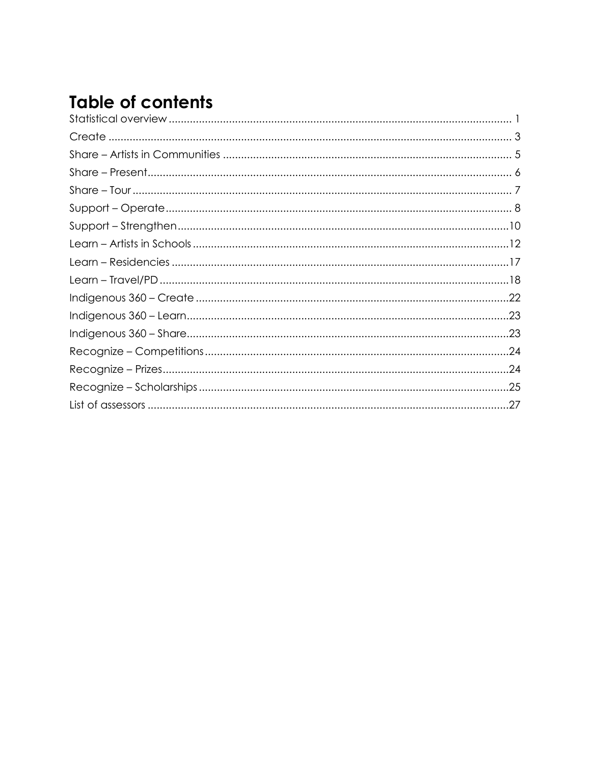# Table of contents

Statistical overview ..... 1
Create ..... 3
Share – Artists in Communities ..... 5
Share – Present ..... 6
Share – Tour ..... 7
Support – Operate ..... 8
Support – Strengthen ..... 10
Learn – Artists in Schools ..... 12
Learn – Residencies ..... 17
Learn – Travel/PD ..... 18
Indigenous 360 – Create ..... 22
Indigenous 360 – Learn ..... 23
Indigenous 360 – Share ..... 23
Recognize – Competitions ..... 24
Recognize – Prizes ..... 24
Recognize – Scholarships ..... 25
List of assessors ..... 27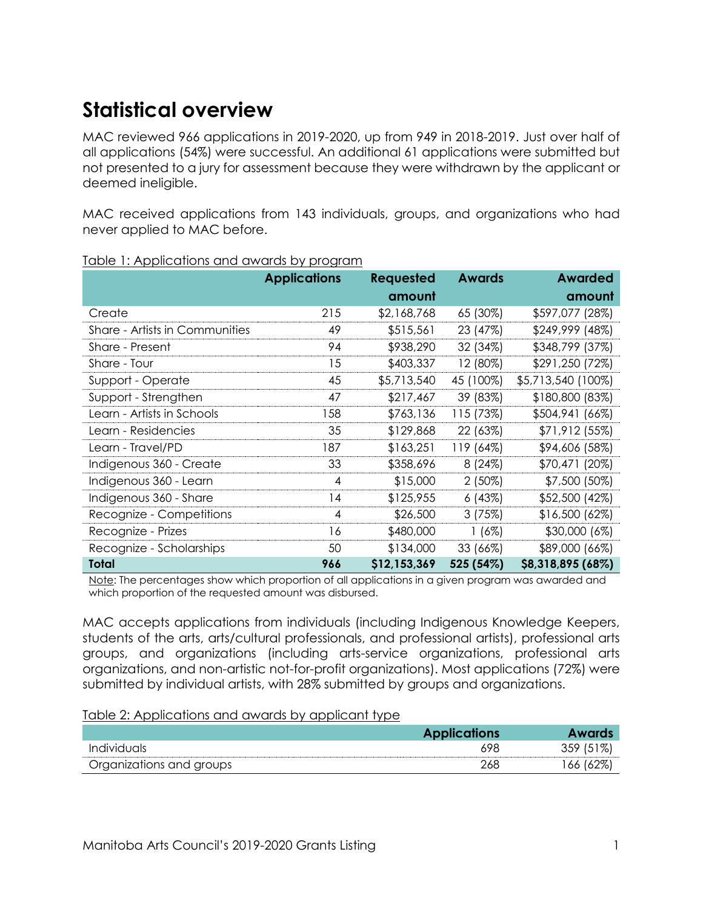# Statistical overview

MAC reviewed 966 applications in 2019-2020, up from 949 in 2018-2019. Just over half of all applications (54%) were successful. An additional 61 applications were submitted but not presented to a jury for assessment because they were withdrawn by the applicant or deemed ineligible.

MAC received applications from 143 individuals, groups, and organizations who had never applied to MAC before.

Table 1: Applications and awards by program

| | Applications | Requested amount | Awards | Awarded amount |
|---|---|---|---|---|
| Create | 215 | $2,168,768 | 65 (30%) | $597,077 (28%) |
| Share - Artists in Communities | 49 | $515,561 | 23 (47%) | $249,999 (48%) |
| Share - Present | 94 | $938,290 | 32 (34%) | $348,799 (37%) |
| Share - Tour | 15 | $403,337 | 12 (80%) | $291,250 (72%) |
| Support - Operate | 45 | $5,713,540 | 45 (100%) | $5,713,540 (100%) |
| Support - Strengthen | 47 | $217,467 | 39 (83%) | $180,800 (83%) |
| Learn - Artists in Schools | 158 | $763,136 | 115 (73%) | $504,941 (66%) |
| Learn - Residencies | 35 | $129,868 | 22 (63%) | $71,912 (55%) |
| Learn - Travel/PD | 187 | $163,251 | 119 (64%) | $94,606 (58%) |
| Indigenous 360 - Create | 33 | $358,696 | 8 (24%) | $70,471 (20%) |
| Indigenous 360 - Learn | 4 | $15,000 | 2 (50%) | $7,500 (50%) |
| Indigenous 360 - Share | 14 | $125,955 | 6 (43%) | $52,500 (42%) |
| Recognize - Competitions | 4 | $26,500 | 3 (75%) | $16,500 (62%) |
| Recognize - Prizes | 16 | $480,000 | 1 (6%) | $30,000 (6%) |
| Recognize - Scholarships | 50 | $134,000 | 33 (66%) | $89,000 (66%) |
| **Total** | **966** | **$12,153,369** | **525 (54%)** | **$8,318,895 (68%)** |

Note: The percentages show which proportion of all applications in a given program was awarded and which proportion of the requested amount was disbursed.

MAC accepts applications from individuals (including Indigenous Knowledge Keepers, students of the arts, arts/cultural professionals, and professional artists), professional arts groups, and organizations (including arts-service organizations, professional arts organizations, and non-artistic not-for-profit organizations). Most applications (72%) were submitted by individual artists, with 28% submitted by groups and organizations.

Table 2: Applications and awards by applicant type

| | Applications | Awards |
|---|---|---|
| Individuals | 698 | 359 (51%) |
| Organizations and groups | 268 | 166 (62%) |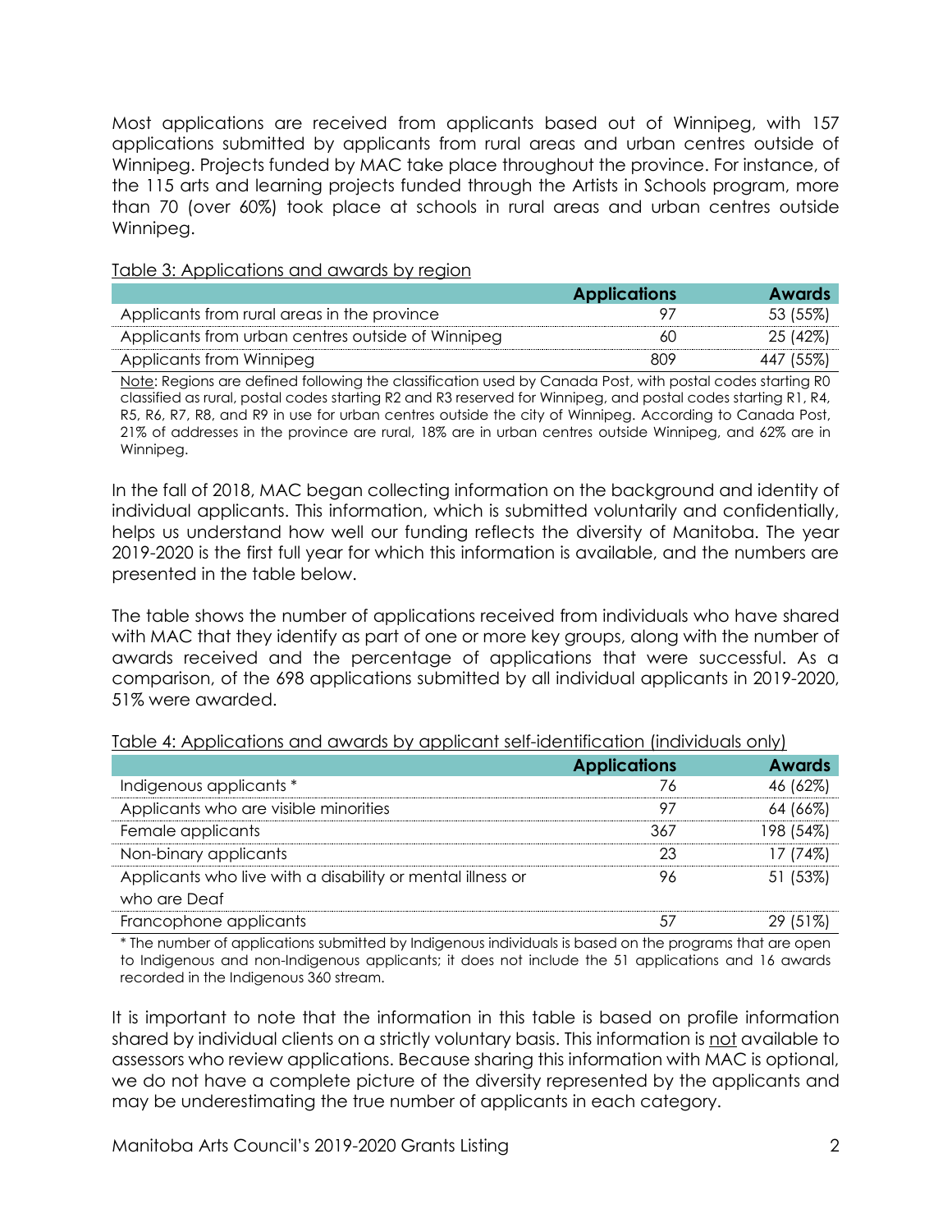Most applications are received from applicants based out of Winnipeg, with 157 applications submitted by applicants from rural areas and urban centres outside of Winnipeg. Projects funded by MAC take place throughout the province. For instance, of the 115 arts and learning projects funded through the Artists in Schools program, more than 70 (over 60%) took place at schools in rural areas and urban centres outside Winnipeg.

Table 3: Applications and awards by region

| | Applications | Awards |
|---|---|---|
| Applicants from rural areas in the province | 97 | 53 (55%) |
| Applicants from urban centres outside of Winnipeg | 60 | 25 (42%) |
| Applicants from Winnipeg | 809 | 447 (55%) |

Note: Regions are defined following the classification used by Canada Post, with postal codes starting R0 classified as rural, postal codes starting R2 and R3 reserved for Winnipeg, and postal codes starting R1, R4, R5, R6, R7, R8, and R9 in use for urban centres outside the city of Winnipeg. According to Canada Post, 21% of addresses in the province are rural, 18% are in urban centres outside Winnipeg, and 62% are in Winnipeg.

In the fall of 2018, MAC began collecting information on the background and identity of individual applicants. This information, which is submitted voluntarily and confidentially, helps us understand how well our funding reflects the diversity of Manitoba. The year 2019-2020 is the first full year for which this information is available, and the numbers are presented in the table below.

The table shows the number of applications received from individuals who have shared with MAC that they identify as part of one or more key groups, along with the number of awards received and the percentage of applications that were successful. As a comparison, of the 698 applications submitted by all individual applicants in 2019-2020, 51% were awarded.

Table 4: Applications and awards by applicant self-identification (individuals only)

| | Applications | Awards |
|---|---|---|
| Indigenous applicants * | 76 | 46 (62%) |
| Applicants who are visible minorities | 97 | 64 (66%) |
| Female applicants | 367 | 198 (54%) |
| Non-binary applicants | 23 | 17 (74%) |
| Applicants who live with a disability or mental illness or who are Deaf | 96 | 51 (53%) |
| Francophone applicants | 57 | 29 (51%) |

* The number of applications submitted by Indigenous individuals is based on the programs that are open to Indigenous and non-Indigenous applicants; it does not include the 51 applications and 16 awards recorded in the Indigenous 360 stream.

It is important to note that the information in this table is based on profile information shared by individual clients on a strictly voluntary basis. This information is not available to assessors who review applications. Because sharing this information with MAC is optional, we do not have a complete picture of the diversity represented by the applicants and may be underestimating the true number of applicants in each category.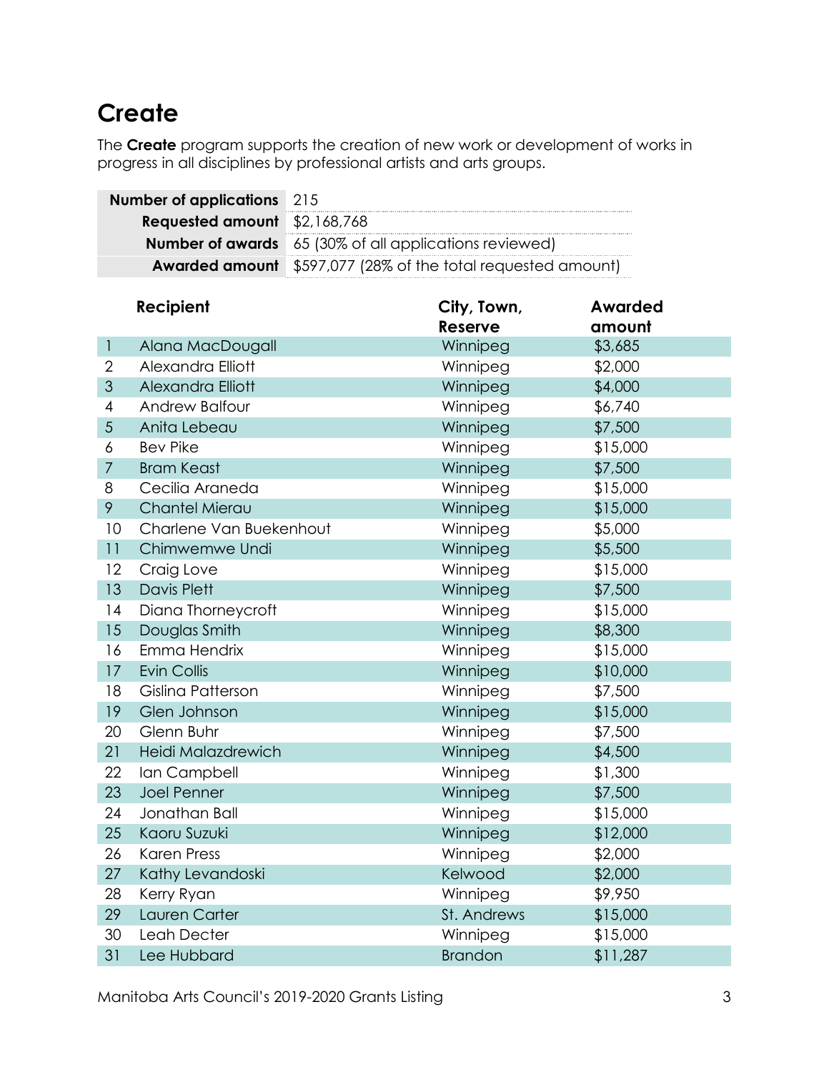## Create

The **Create** program supports the creation of new work or development of works in progress in all disciplines by professional artists and arts groups.

| | |
|---|---|
| **Number of applications** | 215 |
| **Requested amount** | $2,168,768 |
| **Number of awards** | 65 (30% of all applications reviewed) |
| **Awarded amount** | $597,077 (28% of the total requested amount) |

| | Recipient | City, Town, Reserve | Awarded amount |
|---|---|---|---|
| 1 | Alana MacDougall | Winnipeg | $3,685 |
| 2 | Alexandra Elliott | Winnipeg | $2,000 |
| 3 | Alexandra Elliott | Winnipeg | $4,000 |
| 4 | Andrew Balfour | Winnipeg | $6,740 |
| 5 | Anita Lebeau | Winnipeg | $7,500 |
| 6 | Bev Pike | Winnipeg | $15,000 |
| 7 | Bram Keast | Winnipeg | $7,500 |
| 8 | Cecilia Araneda | Winnipeg | $15,000 |
| 9 | Chantel Mierau | Winnipeg | $15,000 |
| 10 | Charlene Van Buekenhout | Winnipeg | $5,000 |
| 11 | Chimwemwe Undi | Winnipeg | $5,500 |
| 12 | Craig Love | Winnipeg | $15,000 |
| 13 | Davis Plett | Winnipeg | $7,500 |
| 14 | Diana Thorneycroft | Winnipeg | $15,000 |
| 15 | Douglas Smith | Winnipeg | $8,300 |
| 16 | Emma Hendrix | Winnipeg | $15,000 |
| 17 | Evin Collis | Winnipeg | $10,000 |
| 18 | Gislina Patterson | Winnipeg | $7,500 |
| 19 | Glen Johnson | Winnipeg | $15,000 |
| 20 | Glenn Buhr | Winnipeg | $7,500 |
| 21 | Heidi Malazdrewich | Winnipeg | $4,500 |
| 22 | Ian Campbell | Winnipeg | $1,300 |
| 23 | Joel Penner | Winnipeg | $7,500 |
| 24 | Jonathan Ball | Winnipeg | $15,000 |
| 25 | Kaoru Suzuki | Winnipeg | $12,000 |
| 26 | Karen Press | Winnipeg | $2,000 |
| 27 | Kathy Levandoski | Kelwood | $2,000 |
| 28 | Kerry Ryan | Winnipeg | $9,950 |
| 29 | Lauren Carter | St. Andrews | $15,000 |
| 30 | Leah Decter | Winnipeg | $15,000 |
| 31 | Lee Hubbard | Brandon | $11,287 |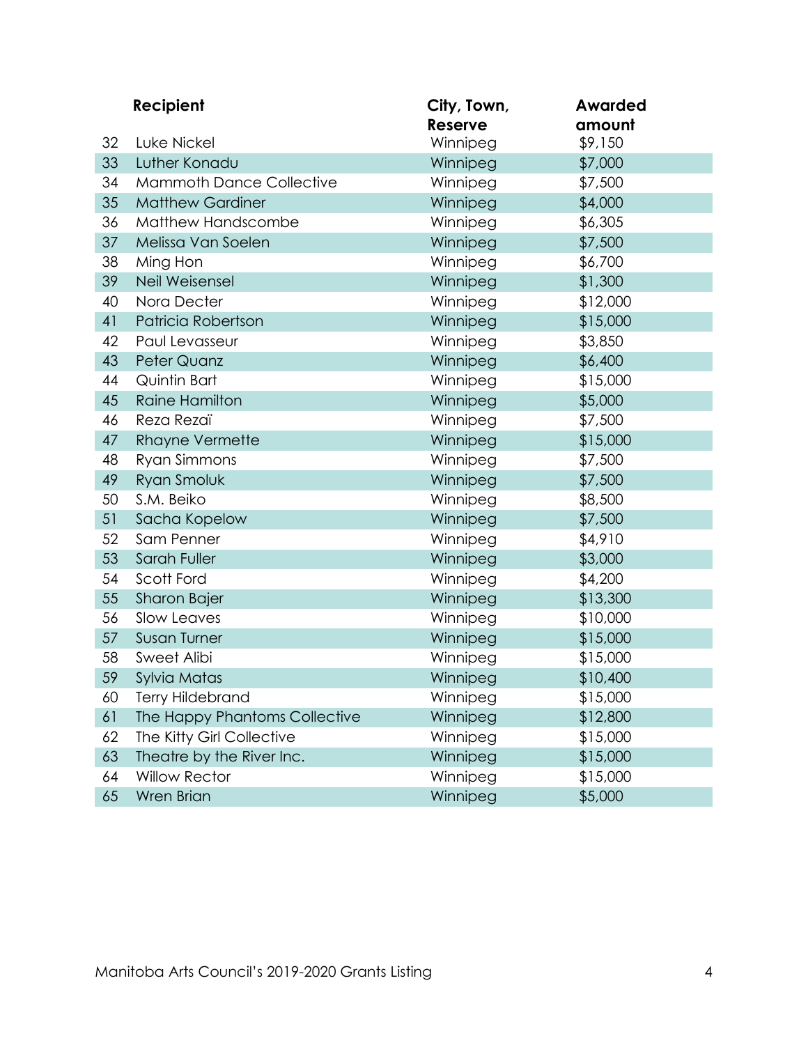| | Recipient | City, Town, Reserve | Awarded amount |
|---|---|---|---|
| 32 | Luke Nickel | Winnipeg | $9,150 |
| 33 | Luther Konadu | Winnipeg | $7,000 |
| 34 | Mammoth Dance Collective | Winnipeg | $7,500 |
| 35 | Matthew Gardiner | Winnipeg | $4,000 |
| 36 | Matthew Handscombe | Winnipeg | $6,305 |
| 37 | Melissa Van Soelen | Winnipeg | $7,500 |
| 38 | Ming Hon | Winnipeg | $6,700 |
| 39 | Neil Weisensel | Winnipeg | $1,300 |
| 40 | Nora Decter | Winnipeg | $12,000 |
| 41 | Patricia Robertson | Winnipeg | $15,000 |
| 42 | Paul Levasseur | Winnipeg | $3,850 |
| 43 | Peter Quanz | Winnipeg | $6,400 |
| 44 | Quintin Bart | Winnipeg | $15,000 |
| 45 | Raine Hamilton | Winnipeg | $5,000 |
| 46 | Reza Rezaï | Winnipeg | $7,500 |
| 47 | Rhayne Vermette | Winnipeg | $15,000 |
| 48 | Ryan Simmons | Winnipeg | $7,500 |
| 49 | Ryan Smoluk | Winnipeg | $7,500 |
| 50 | S.M. Beiko | Winnipeg | $8,500 |
| 51 | Sacha Kopelow | Winnipeg | $7,500 |
| 52 | Sam Penner | Winnipeg | $4,910 |
| 53 | Sarah Fuller | Winnipeg | $3,000 |
| 54 | Scott Ford | Winnipeg | $4,200 |
| 55 | Sharon Bajer | Winnipeg | $13,300 |
| 56 | Slow Leaves | Winnipeg | $10,000 |
| 57 | Susan Turner | Winnipeg | $15,000 |
| 58 | Sweet Alibi | Winnipeg | $15,000 |
| 59 | Sylvia Matas | Winnipeg | $10,400 |
| 60 | Terry Hildebrand | Winnipeg | $15,000 |
| 61 | The Happy Phantoms Collective | Winnipeg | $12,800 |
| 62 | The Kitty Girl Collective | Winnipeg | $15,000 |
| 63 | Theatre by the River Inc. | Winnipeg | $15,000 |
| 64 | Willow Rector | Winnipeg | $15,000 |
| 65 | Wren Brian | Winnipeg | $5,000 |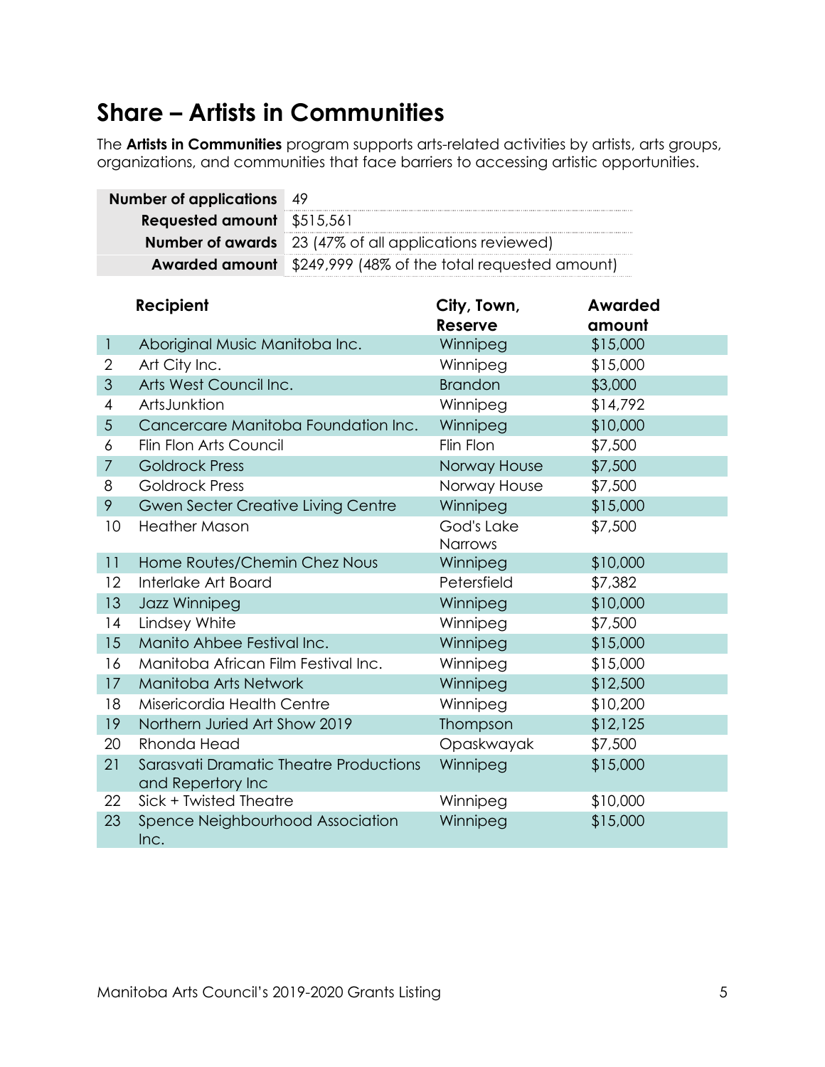## Share – Artists in Communities

The **Artists in Communities** program supports arts-related activities by artists, arts groups, organizations, and communities that face barriers to accessing artistic opportunities.

| | |
|---|---|
| **Number of applications** | 49 |
| **Requested amount** | $515,561 |
| **Number of awards** | 23 (47% of all applications reviewed) |
| **Awarded amount** | $249,999 (48% of the total requested amount) |

| | Recipient | City, Town, Reserve | Awarded amount |
|---|---|---|---|
| 1 | Aboriginal Music Manitoba Inc. | Winnipeg | $15,000 |
| 2 | Art City Inc. | Winnipeg | $15,000 |
| 3 | Arts West Council Inc. | Brandon | $3,000 |
| 4 | ArtsJunktion | Winnipeg | $14,792 |
| 5 | Cancercare Manitoba Foundation Inc. | Winnipeg | $10,000 |
| 6 | Flin Flon Arts Council | Flin Flon | $7,500 |
| 7 | Goldrock Press | Norway House | $7,500 |
| 8 | Goldrock Press | Norway House | $7,500 |
| 9 | Gwen Secter Creative Living Centre | Winnipeg | $15,000 |
| 10 | Heather Mason | God's Lake Narrows | $7,500 |
| 11 | Home Routes/Chemin Chez Nous | Winnipeg | $10,000 |
| 12 | Interlake Art Board | Petersfield | $7,382 |
| 13 | Jazz Winnipeg | Winnipeg | $10,000 |
| 14 | Lindsey White | Winnipeg | $7,500 |
| 15 | Manito Ahbee Festival Inc. | Winnipeg | $15,000 |
| 16 | Manitoba African Film Festival Inc. | Winnipeg | $15,000 |
| 17 | Manitoba Arts Network | Winnipeg | $12,500 |
| 18 | Misericordia Health Centre | Winnipeg | $10,200 |
| 19 | Northern Juried Art Show 2019 | Thompson | $12,125 |
| 20 | Rhonda Head | Opaskwayak | $7,500 |
| 21 | Sarasvati Dramatic Theatre Productions and Repertory Inc | Winnipeg | $15,000 |
| 22 | Sick + Twisted Theatre | Winnipeg | $10,000 |
| 23 | Spence Neighbourhood Association Inc. | Winnipeg | $15,000 |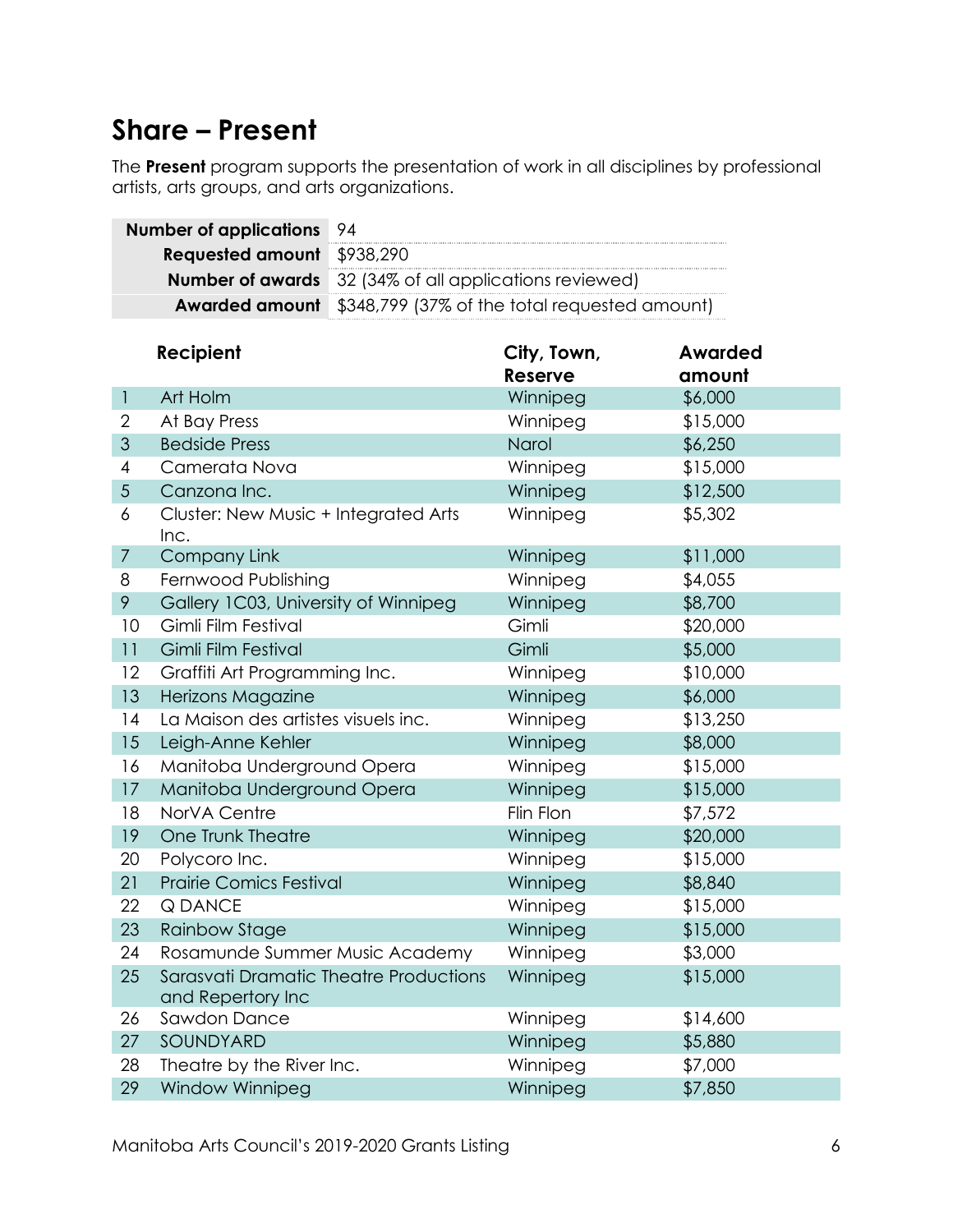## Share – Present

The **Present** program supports the presentation of work in all disciplines by professional artists, arts groups, and arts organizations.

| | |
|---|---|
| **Number of applications** | 94 |
| **Requested amount** | $938,290 |
| **Number of awards** | 32 (34% of all applications reviewed) |
| **Awarded amount** | $348,799 (37% of the total requested amount) |

| | Recipient | City, Town, Reserve | Awarded amount |
|---|---|---|---|
| 1 | Art Holm | Winnipeg | $6,000 |
| 2 | At Bay Press | Winnipeg | $15,000 |
| 3 | Bedside Press | Narol | $6,250 |
| 4 | Camerata Nova | Winnipeg | $15,000 |
| 5 | Canzona Inc. | Winnipeg | $12,500 |
| 6 | Cluster: New Music + Integrated Arts Inc. | Winnipeg | $5,302 |
| 7 | Company Link | Winnipeg | $11,000 |
| 8 | Fernwood Publishing | Winnipeg | $4,055 |
| 9 | Gallery 1C03, University of Winnipeg | Winnipeg | $8,700 |
| 10 | Gimli Film Festival | Gimli | $20,000 |
| 11 | Gimli Film Festival | Gimli | $5,000 |
| 12 | Graffiti Art Programming Inc. | Winnipeg | $10,000 |
| 13 | Herizons Magazine | Winnipeg | $6,000 |
| 14 | La Maison des artistes visuels inc. | Winnipeg | $13,250 |
| 15 | Leigh-Anne Kehler | Winnipeg | $8,000 |
| 16 | Manitoba Underground Opera | Winnipeg | $15,000 |
| 17 | Manitoba Underground Opera | Winnipeg | $15,000 |
| 18 | NorVA Centre | Flin Flon | $7,572 |
| 19 | One Trunk Theatre | Winnipeg | $20,000 |
| 20 | Polycoro Inc. | Winnipeg | $15,000 |
| 21 | Prairie Comics Festival | Winnipeg | $8,840 |
| 22 | Q DANCE | Winnipeg | $15,000 |
| 23 | Rainbow Stage | Winnipeg | $15,000 |
| 24 | Rosamunde Summer Music Academy | Winnipeg | $3,000 |
| 25 | Sarasvati Dramatic Theatre Productions and Repertory Inc | Winnipeg | $15,000 |
| 26 | Sawdon Dance | Winnipeg | $14,600 |
| 27 | SOUNDYARD | Winnipeg | $5,880 |
| 28 | Theatre by the River Inc. | Winnipeg | $7,000 |
| 29 | Window Winnipeg | Winnipeg | $7,850 |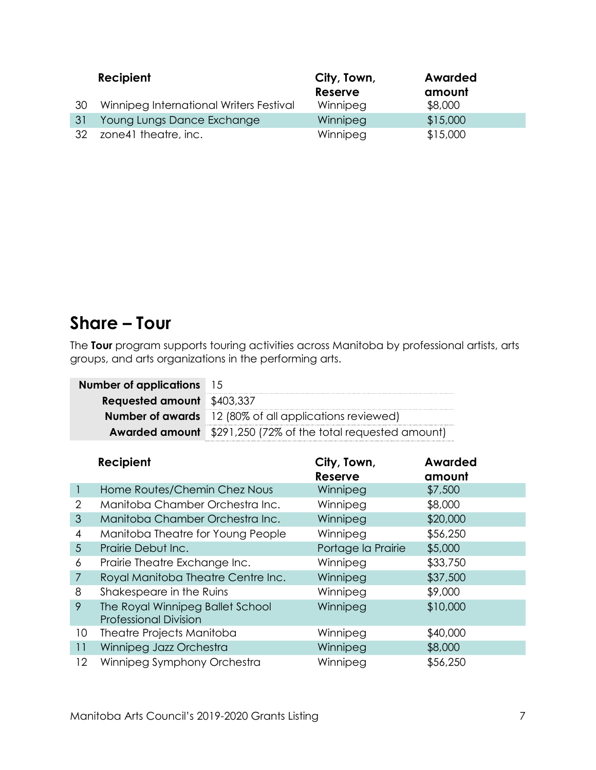| | Recipient | City, Town, Reserve | Awarded amount |
|---|---|---|---|
| 30 | Winnipeg International Writers Festival | Winnipeg | $8,000 |
| 31 | Young Lungs Dance Exchange | Winnipeg | $15,000 |
| 32 | zone41 theatre, inc. | Winnipeg | $15,000 |

## Share – Tour

The **Tour** program supports touring activities across Manitoba by professional artists, arts groups, and arts organizations in the performing arts.

| | |
|---|---|
| **Number of applications** | 15 |
| **Requested amount** | $403,337 |
| **Number of awards** | 12 (80% of all applications reviewed) |
| **Awarded amount** | $291,250 (72% of the total requested amount) |

| | Recipient | City, Town, Reserve | Awarded amount |
|---|---|---|---|
| 1 | Home Routes/Chemin Chez Nous | Winnipeg | $7,500 |
| 2 | Manitoba Chamber Orchestra Inc. | Winnipeg | $8,000 |
| 3 | Manitoba Chamber Orchestra Inc. | Winnipeg | $20,000 |
| 4 | Manitoba Theatre for Young People | Winnipeg | $56,250 |
| 5 | Prairie Debut Inc. | Portage la Prairie | $5,000 |
| 6 | Prairie Theatre Exchange Inc. | Winnipeg | $33,750 |
| 7 | Royal Manitoba Theatre Centre Inc. | Winnipeg | $37,500 |
| 8 | Shakespeare in the Ruins | Winnipeg | $9,000 |
| 9 | The Royal Winnipeg Ballet School Professional Division | Winnipeg | $10,000 |
| 10 | Theatre Projects Manitoba | Winnipeg | $40,000 |
| 11 | Winnipeg Jazz Orchestra | Winnipeg | $8,000 |
| 12 | Winnipeg Symphony Orchestra | Winnipeg | $56,250 |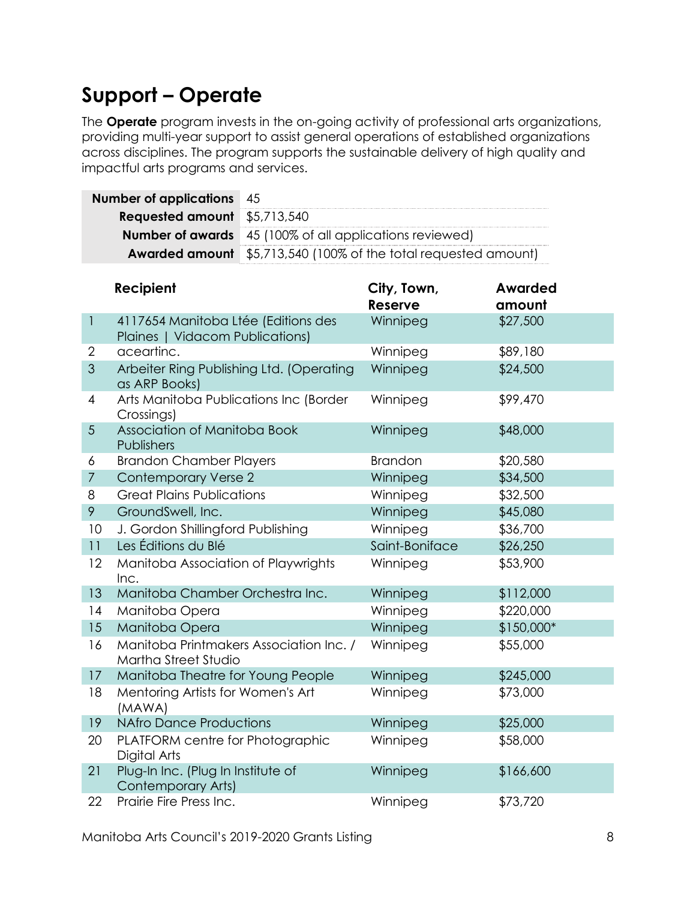## Support – Operate

The **Operate** program invests in the on-going activity of professional arts organizations, providing multi-year support to assist general operations of established organizations across disciplines. The program supports the sustainable delivery of high quality and impactful arts programs and services.

| | |
|---|---|
| **Number of applications** | 45 |
| **Requested amount** | $5,713,540 |
| **Number of awards** | 45 (100% of all applications reviewed) |
| **Awarded amount** | $5,713,540 (100% of the total requested amount) |

| | Recipient | City, Town, Reserve | Awarded amount |
|---|---|---|---|
| 1 | 4117654 Manitoba Ltée (Editions des Plaines \| Vidacom Publications) | Winnipeg | $27,500 |
| 2 | aceartinc. | Winnipeg | $89,180 |
| 3 | Arbeiter Ring Publishing Ltd. (Operating as ARP Books) | Winnipeg | $24,500 |
| 4 | Arts Manitoba Publications Inc (Border Crossings) | Winnipeg | $99,470 |
| 5 | Association of Manitoba Book Publishers | Winnipeg | $48,000 |
| 6 | Brandon Chamber Players | Brandon | $20,580 |
| 7 | Contemporary Verse 2 | Winnipeg | $34,500 |
| 8 | Great Plains Publications | Winnipeg | $32,500 |
| 9 | GroundSwell, Inc. | Winnipeg | $45,080 |
| 10 | J. Gordon Shillingford Publishing | Winnipeg | $36,700 |
| 11 | Les Éditions du Blé | Saint-Boniface | $26,250 |
| 12 | Manitoba Association of Playwrights Inc. | Winnipeg | $53,900 |
| 13 | Manitoba Chamber Orchestra Inc. | Winnipeg | $112,000 |
| 14 | Manitoba Opera | Winnipeg | $220,000 |
| 15 | Manitoba Opera | Winnipeg | $150,000* |
| 16 | Manitoba Printmakers Association Inc. / Martha Street Studio | Winnipeg | $55,000 |
| 17 | Manitoba Theatre for Young People | Winnipeg | $245,000 |
| 18 | Mentoring Artists for Women's Art (MAWA) | Winnipeg | $73,000 |
| 19 | NAfro Dance Productions | Winnipeg | $25,000 |
| 20 | PLATFORM centre for Photographic Digital Arts | Winnipeg | $58,000 |
| 21 | Plug-In Inc. (Plug In Institute of Contemporary Arts) | Winnipeg | $166,600 |
| 22 | Prairie Fire Press Inc. | Winnipeg | $73,720 |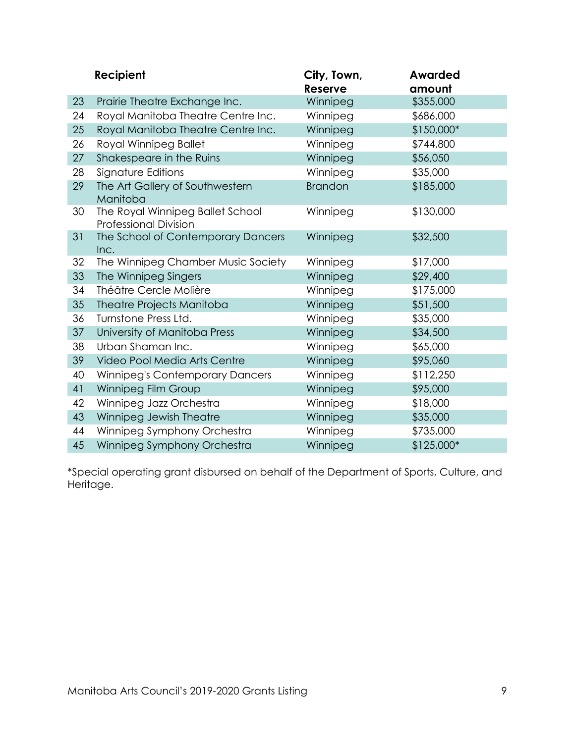| | Recipient | City, Town, Reserve | Awarded amount |
|---|---|---|---|
| 23 | Prairie Theatre Exchange Inc. | Winnipeg | $355,000 |
| 24 | Royal Manitoba Theatre Centre Inc. | Winnipeg | $686,000 |
| 25 | Royal Manitoba Theatre Centre Inc. | Winnipeg | $150,000* |
| 26 | Royal Winnipeg Ballet | Winnipeg | $744,800 |
| 27 | Shakespeare in the Ruins | Winnipeg | $56,050 |
| 28 | Signature Editions | Winnipeg | $35,000 |
| 29 | The Art Gallery of Southwestern Manitoba | Brandon | $185,000 |
| 30 | The Royal Winnipeg Ballet School Professional Division | Winnipeg | $130,000 |
| 31 | The School of Contemporary Dancers Inc. | Winnipeg | $32,500 |
| 32 | The Winnipeg Chamber Music Society | Winnipeg | $17,000 |
| 33 | The Winnipeg Singers | Winnipeg | $29,400 |
| 34 | Théâtre Cercle Molière | Winnipeg | $175,000 |
| 35 | Theatre Projects Manitoba | Winnipeg | $51,500 |
| 36 | Turnstone Press Ltd. | Winnipeg | $35,000 |
| 37 | University of Manitoba Press | Winnipeg | $34,500 |
| 38 | Urban Shaman Inc. | Winnipeg | $65,000 |
| 39 | Video Pool Media Arts Centre | Winnipeg | $95,060 |
| 40 | Winnipeg's Contemporary Dancers | Winnipeg | $112,250 |
| 41 | Winnipeg Film Group | Winnipeg | $95,000 |
| 42 | Winnipeg Jazz Orchestra | Winnipeg | $18,000 |
| 43 | Winnipeg Jewish Theatre | Winnipeg | $35,000 |
| 44 | Winnipeg Symphony Orchestra | Winnipeg | $735,000 |
| 45 | Winnipeg Symphony Orchestra | Winnipeg | $125,000* |

*Special operating grant disbursed on behalf of the Department of Sports, Culture, and Heritage.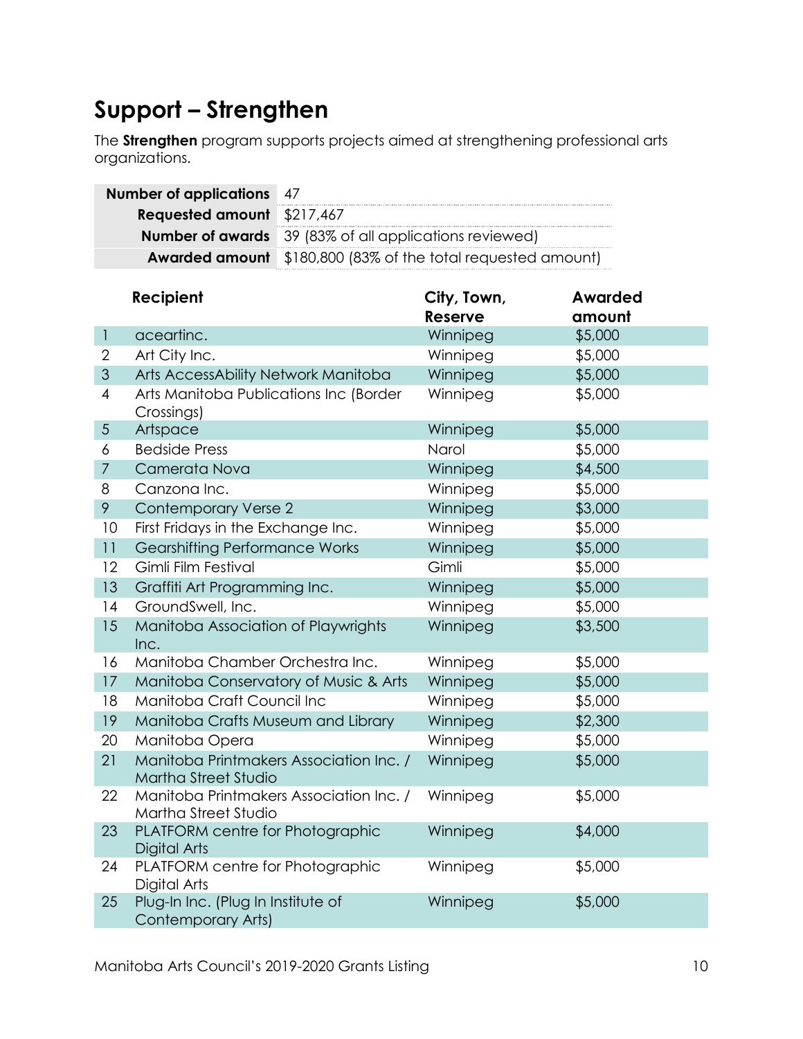## Support – Strengthen

The **Strengthen** program supports projects aimed at strengthening professional arts organizations.

| | |
|---|---|
| **Number of applications** | 47 |
| **Requested amount** | $217,467 |
| **Number of awards** | 39 (83% of all applications reviewed) |
| **Awarded amount** | $180,800 (83% of the total requested amount) |

| | Recipient | City, Town, Reserve | Awarded amount |
|---|---|---|---|
| 1 | aceartinc. | Winnipeg | $5,000 |
| 2 | Art City Inc. | Winnipeg | $5,000 |
| 3 | Arts AccessAbility Network Manitoba | Winnipeg | $5,000 |
| 4 | Arts Manitoba Publications Inc (Border Crossings) | Winnipeg | $5,000 |
| 5 | Artspace | Winnipeg | $5,000 |
| 6 | Bedside Press | Narol | $5,000 |
| 7 | Camerata Nova | Winnipeg | $4,500 |
| 8 | Canzona Inc. | Winnipeg | $5,000 |
| 9 | Contemporary Verse 2 | Winnipeg | $3,000 |
| 10 | First Fridays in the Exchange Inc. | Winnipeg | $5,000 |
| 11 | Gearshifting Performance Works | Winnipeg | $5,000 |
| 12 | Gimli Film Festival | Gimli | $5,000 |
| 13 | Graffiti Art Programming Inc. | Winnipeg | $5,000 |
| 14 | GroundSwell, Inc. | Winnipeg | $5,000 |
| 15 | Manitoba Association of Playwrights Inc. | Winnipeg | $3,500 |
| 16 | Manitoba Chamber Orchestra Inc. | Winnipeg | $5,000 |
| 17 | Manitoba Conservatory of Music & Arts | Winnipeg | $5,000 |
| 18 | Manitoba Craft Council Inc | Winnipeg | $5,000 |
| 19 | Manitoba Crafts Museum and Library | Winnipeg | $2,300 |
| 20 | Manitoba Opera | Winnipeg | $5,000 |
| 21 | Manitoba Printmakers Association Inc. / Martha Street Studio | Winnipeg | $5,000 |
| 22 | Manitoba Printmakers Association Inc. / Martha Street Studio | Winnipeg | $5,000 |
| 23 | PLATFORM centre for Photographic Digital Arts | Winnipeg | $4,000 |
| 24 | PLATFORM centre for Photographic Digital Arts | Winnipeg | $5,000 |
| 25 | Plug-In Inc. (Plug In Institute of Contemporary Arts) | Winnipeg | $5,000 |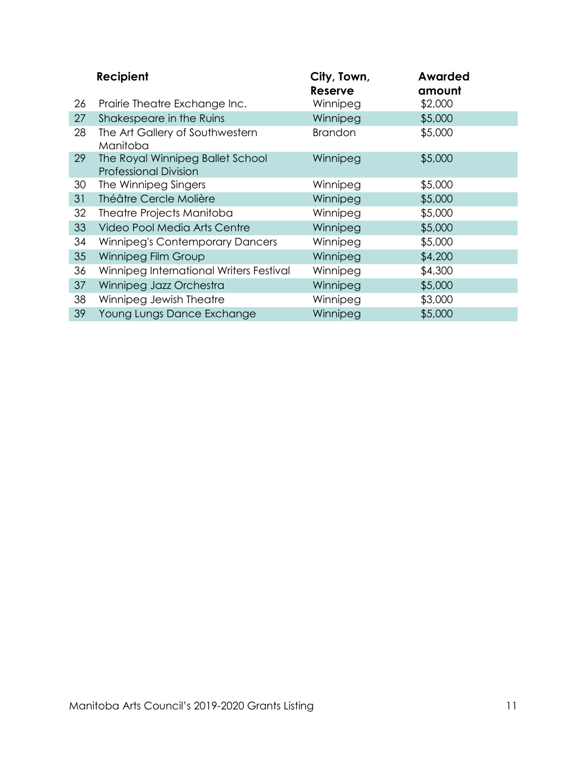| | Recipient | City, Town, Reserve | Awarded amount |
|---|---|---|---|
| 26 | Prairie Theatre Exchange Inc. | Winnipeg | $2,000 |
| 27 | Shakespeare in the Ruins | Winnipeg | $5,000 |
| 28 | The Art Gallery of Southwestern Manitoba | Brandon | $5,000 |
| 29 | The Royal Winnipeg Ballet School Professional Division | Winnipeg | $5,000 |
| 30 | The Winnipeg Singers | Winnipeg | $5,000 |
| 31 | Théâtre Cercle Molière | Winnipeg | $5,000 |
| 32 | Theatre Projects Manitoba | Winnipeg | $5,000 |
| 33 | Video Pool Media Arts Centre | Winnipeg | $5,000 |
| 34 | Winnipeg's Contemporary Dancers | Winnipeg | $5,000 |
| 35 | Winnipeg Film Group | Winnipeg | $4,200 |
| 36 | Winnipeg International Writers Festival | Winnipeg | $4,300 |
| 37 | Winnipeg Jazz Orchestra | Winnipeg | $5,000 |
| 38 | Winnipeg Jewish Theatre | Winnipeg | $3,000 |
| 39 | Young Lungs Dance Exchange | Winnipeg | $5,000 |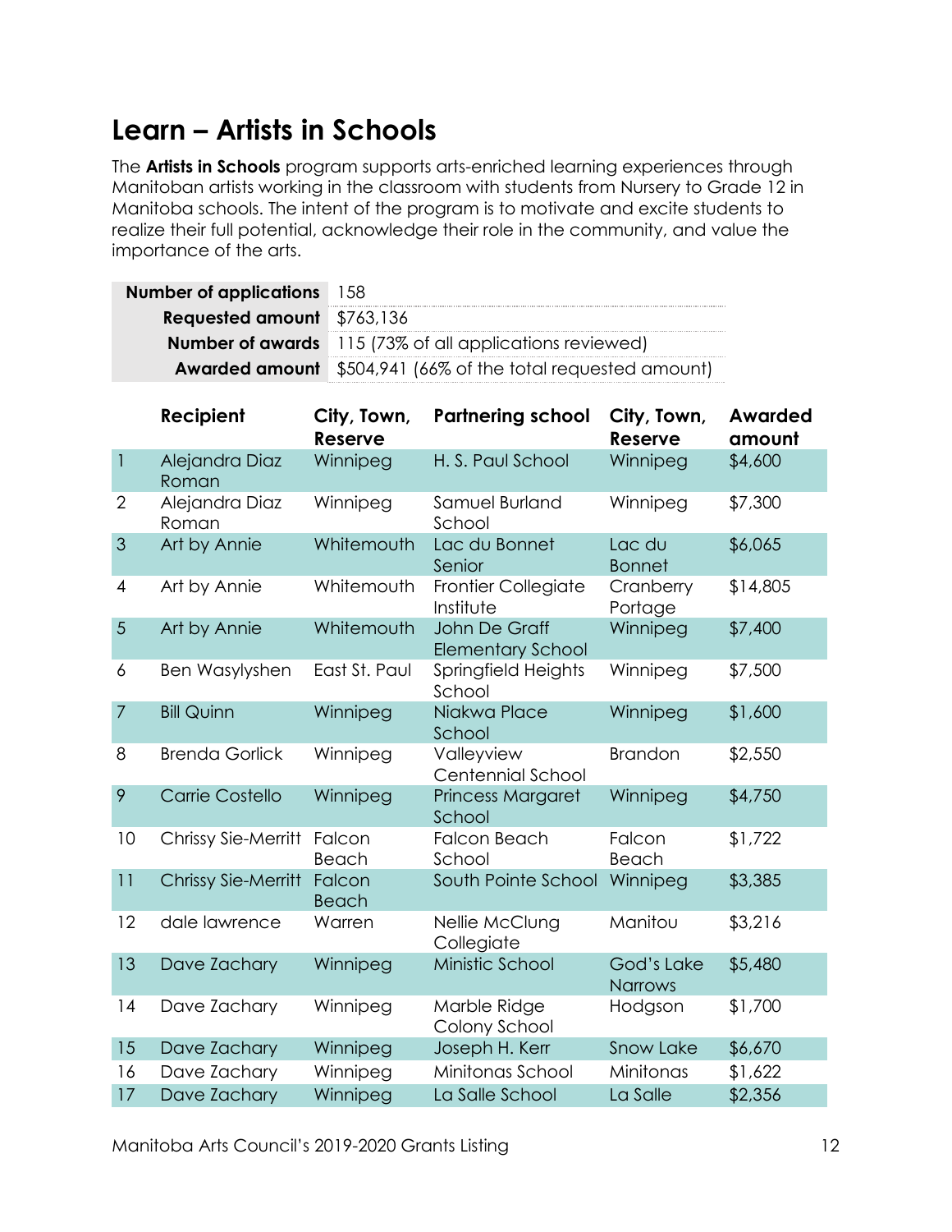## Learn – Artists in Schools

The **Artists in Schools** program supports arts-enriched learning experiences through Manitoban artists working in the classroom with students from Nursery to Grade 12 in Manitoba schools. The intent of the program is to motivate and excite students to realize their full potential, acknowledge their role in the community, and value the importance of the arts.

| | |
|---|---|
| **Number of applications** | 158 |
| **Requested amount** | $763,136 |
| **Number of awards** | 115 (73% of all applications reviewed) |
| **Awarded amount** | $504,941 (66% of the total requested amount) |

| | Recipient | City, Town, Reserve | Partnering school | City, Town, Reserve | Awarded amount |
|---|---|---|---|---|---|
| 1 | Alejandra Diaz Roman | Winnipeg | H. S. Paul School | Winnipeg | $4,600 |
| 2 | Alejandra Diaz Roman | Winnipeg | Samuel Burland School | Winnipeg | $7,300 |
| 3 | Art by Annie | Whitemouth | Lac du Bonnet Senior | Lac du Bonnet | $6,065 |
| 4 | Art by Annie | Whitemouth | Frontier Collegiate Institute | Cranberry Portage | $14,805 |
| 5 | Art by Annie | Whitemouth | John De Graff Elementary School | Winnipeg | $7,400 |
| 6 | Ben Wasylyshen | East St. Paul | Springfield Heights School | Winnipeg | $7,500 |
| 7 | Bill Quinn | Winnipeg | Niakwa Place School | Winnipeg | $1,600 |
| 8 | Brenda Gorlick | Winnipeg | Valleyview Centennial School | Brandon | $2,550 |
| 9 | Carrie Costello | Winnipeg | Princess Margaret School | Winnipeg | $4,750 |
| 10 | Chrissy Sie-Merritt | Falcon Beach | Falcon Beach School | Falcon Beach | $1,722 |
| 11 | Chrissy Sie-Merritt | Falcon Beach | South Pointe School | Winnipeg | $3,385 |
| 12 | dale lawrence | Warren | Nellie McClung Collegiate | Manitou | $3,216 |
| 13 | Dave Zachary | Winnipeg | Ministic School | God's Lake Narrows | $5,480 |
| 14 | Dave Zachary | Winnipeg | Marble Ridge Colony School | Hodgson | $1,700 |
| 15 | Dave Zachary | Winnipeg | Joseph H. Kerr | Snow Lake | $6,670 |
| 16 | Dave Zachary | Winnipeg | Minitonas School | Minitonas | $1,622 |
| 17 | Dave Zachary | Winnipeg | La Salle School | La Salle | $2,356 |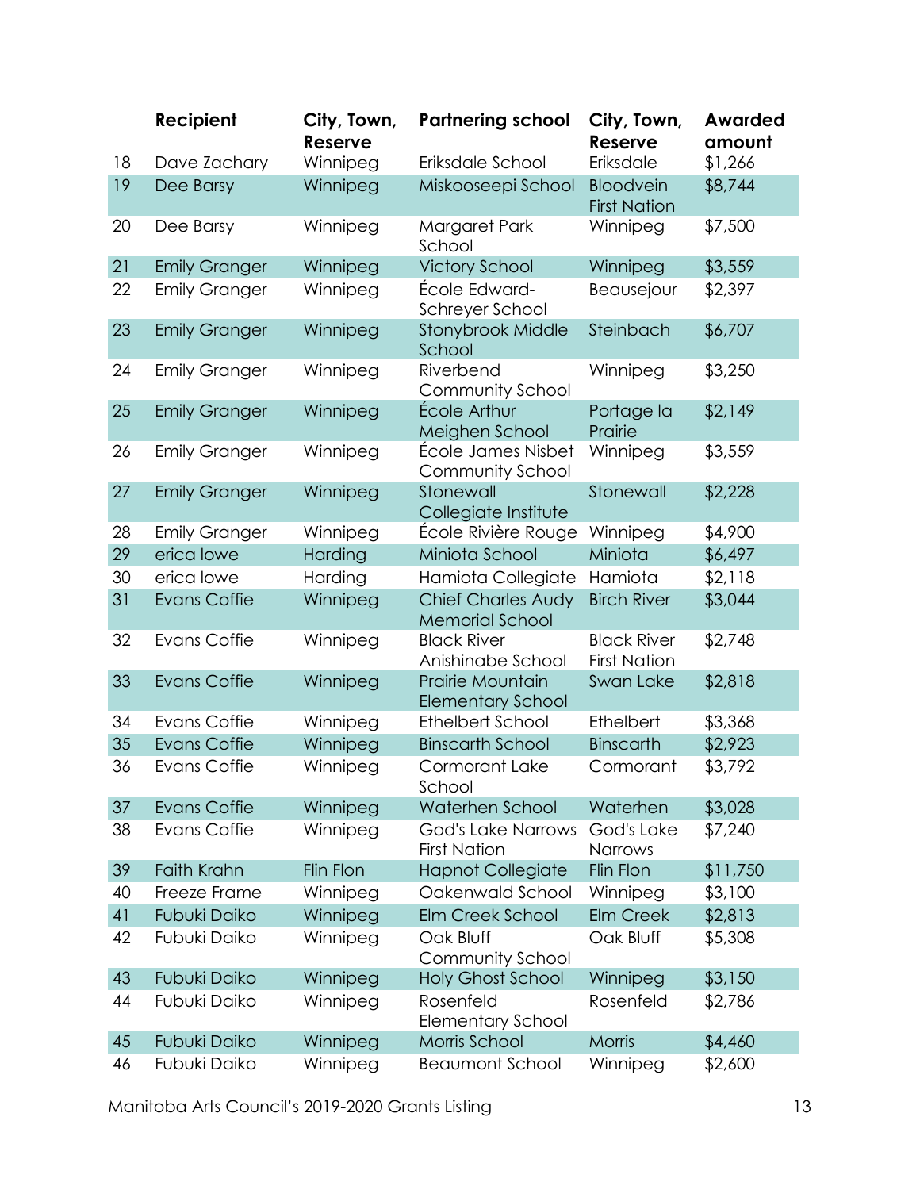| | Recipient | City, Town, Reserve | Partnering school | City, Town, Reserve | Awarded amount |
|---|---|---|---|---|---|
| 18 | Dave Zachary | Winnipeg | Eriksdale School | Eriksdale | $1,266 |
| 19 | Dee Barsy | Winnipeg | Miskooseepi School | Bloodvein First Nation | $8,744 |
| 20 | Dee Barsy | Winnipeg | Margaret Park School | Winnipeg | $7,500 |
| 21 | Emily Granger | Winnipeg | Victory School | Winnipeg | $3,559 |
| 22 | Emily Granger | Winnipeg | École Edward-Schreyer School | Beausejour | $2,397 |
| 23 | Emily Granger | Winnipeg | Stonybrook Middle School | Steinbach | $6,707 |
| 24 | Emily Granger | Winnipeg | Riverbend Community School | Winnipeg | $3,250 |
| 25 | Emily Granger | Winnipeg | École Arthur Meighen School | Portage la Prairie | $2,149 |
| 26 | Emily Granger | Winnipeg | École James Nisbet Community School | Winnipeg | $3,559 |
| 27 | Emily Granger | Winnipeg | Stonewall Collegiate Institute | Stonewall | $2,228 |
| 28 | Emily Granger | Winnipeg | École Rivière Rouge | Winnipeg | $4,900 |
| 29 | erica lowe | Harding | Miniota School | Miniota | $6,497 |
| 30 | erica lowe | Harding | Hamiota Collegiate | Hamiota | $2,118 |
| 31 | Evans Coffie | Winnipeg | Chief Charles Audy Memorial School | Birch River | $3,044 |
| 32 | Evans Coffie | Winnipeg | Black River Anishinabe School | Black River First Nation | $2,748 |
| 33 | Evans Coffie | Winnipeg | Prairie Mountain Elementary School | Swan Lake | $2,818 |
| 34 | Evans Coffie | Winnipeg | Ethelbert School | Ethelbert | $3,368 |
| 35 | Evans Coffie | Winnipeg | Binscarth School | Binscarth | $2,923 |
| 36 | Evans Coffie | Winnipeg | Cormorant Lake School | Cormorant | $3,792 |
| 37 | Evans Coffie | Winnipeg | Waterhen School | Waterhen | $3,028 |
| 38 | Evans Coffie | Winnipeg | God's Lake Narrows First Nation | God's Lake Narrows | $7,240 |
| 39 | Faith Krahn | Flin Flon | Hapnot Collegiate | Flin Flon | $11,750 |
| 40 | Freeze Frame | Winnipeg | Oakenwald School | Winnipeg | $3,100 |
| 41 | Fubuki Daiko | Winnipeg | Elm Creek School | Elm Creek | $2,813 |
| 42 | Fubuki Daiko | Winnipeg | Oak Bluff Community School | Oak Bluff | $5,308 |
| 43 | Fubuki Daiko | Winnipeg | Holy Ghost School | Winnipeg | $3,150 |
| 44 | Fubuki Daiko | Winnipeg | Rosenfeld Elementary School | Rosenfeld | $2,786 |
| 45 | Fubuki Daiko | Winnipeg | Morris School | Morris | $4,460 |
| 46 | Fubuki Daiko | Winnipeg | Beaumont School | Winnipeg | $2,600 |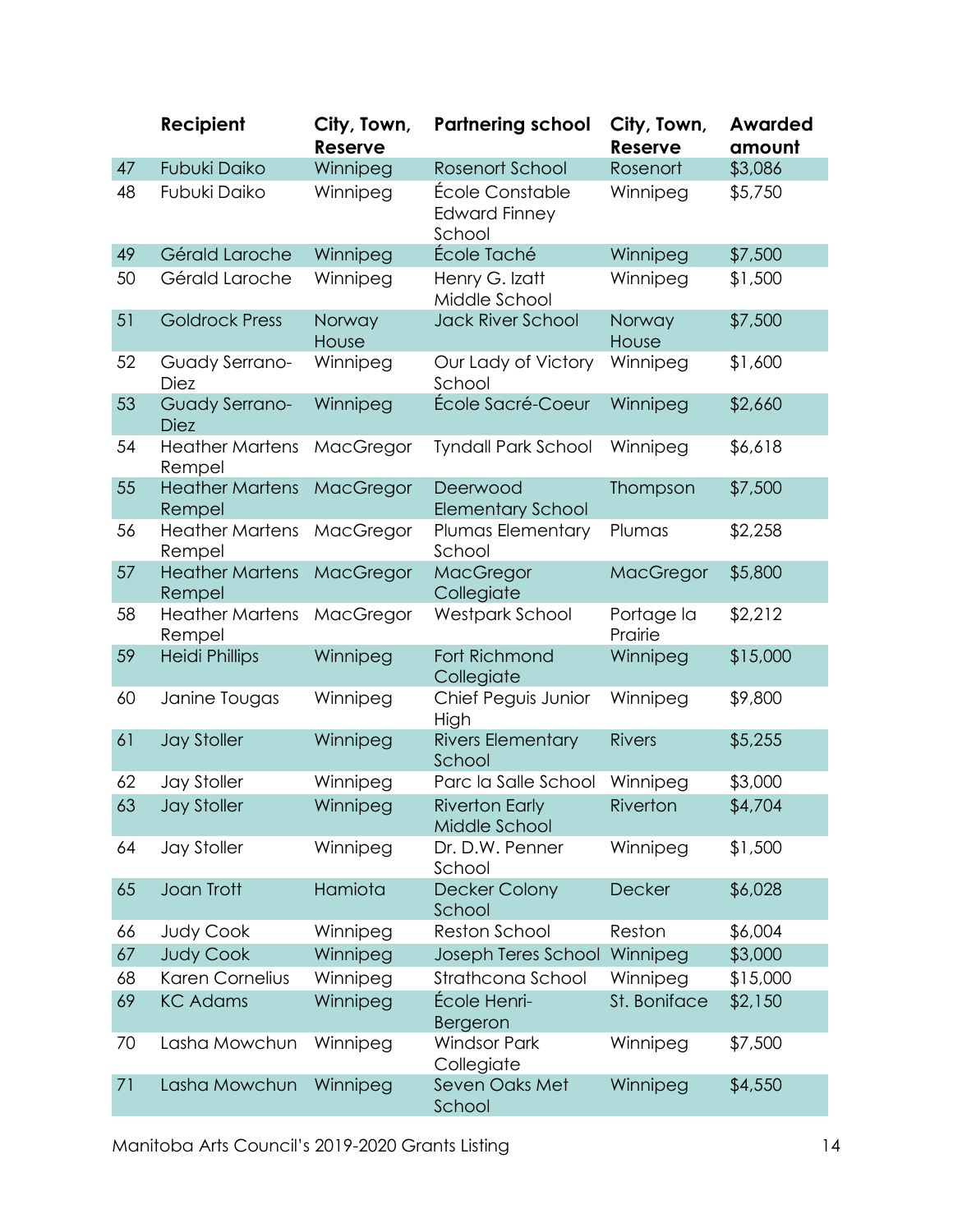| | Recipient | City, Town, Reserve | Partnering school | City, Town, Reserve | Awarded amount |
|---|---|---|---|---|---|
| 47 | Fubuki Daiko | Winnipeg | Rosenort School | Rosenort | $3,086 |
| 48 | Fubuki Daiko | Winnipeg | École Constable Edward Finney School | Winnipeg | $5,750 |
| 49 | Gérald Laroche | Winnipeg | École Taché | Winnipeg | $7,500 |
| 50 | Gérald Laroche | Winnipeg | Henry G. Izatt Middle School | Winnipeg | $1,500 |
| 51 | Goldrock Press | Norway House | Jack River School | Norway House | $7,500 |
| 52 | Guady Serrano-Diez | Winnipeg | Our Lady of Victory School | Winnipeg | $1,600 |
| 53 | Guady Serrano-Diez | Winnipeg | École Sacré-Coeur | Winnipeg | $2,660 |
| 54 | Heather Martens Rempel | MacGregor | Tyndall Park School | Winnipeg | $6,618 |
| 55 | Heather Martens Rempel | MacGregor | Deerwood Elementary School | Thompson | $7,500 |
| 56 | Heather Martens Rempel | MacGregor | Plumas Elementary School | Plumas | $2,258 |
| 57 | Heather Martens Rempel | MacGregor | MacGregor Collegiate | MacGregor | $5,800 |
| 58 | Heather Martens Rempel | MacGregor | Westpark School | Portage la Prairie | $2,212 |
| 59 | Heidi Phillips | Winnipeg | Fort Richmond Collegiate | Winnipeg | $15,000 |
| 60 | Janine Tougas | Winnipeg | Chief Peguis Junior High | Winnipeg | $9,800 |
| 61 | Jay Stoller | Winnipeg | Rivers Elementary School | Rivers | $5,255 |
| 62 | Jay Stoller | Winnipeg | Parc la Salle School | Winnipeg | $3,000 |
| 63 | Jay Stoller | Winnipeg | Riverton Early Middle School | Riverton | $4,704 |
| 64 | Jay Stoller | Winnipeg | Dr. D.W. Penner School | Winnipeg | $1,500 |
| 65 | Joan Trott | Hamiota | Decker Colony School | Decker | $6,028 |
| 66 | Judy Cook | Winnipeg | Reston School | Reston | $6,004 |
| 67 | Judy Cook | Winnipeg | Joseph Teres School | Winnipeg | $3,000 |
| 68 | Karen Cornelius | Winnipeg | Strathcona School | Winnipeg | $15,000 |
| 69 | KC Adams | Winnipeg | École Henri-Bergeron | St. Boniface | $2,150 |
| 70 | Lasha Mowchun | Winnipeg | Windsor Park Collegiate | Winnipeg | $7,500 |
| 71 | Lasha Mowchun | Winnipeg | Seven Oaks Met School | Winnipeg | $4,550 |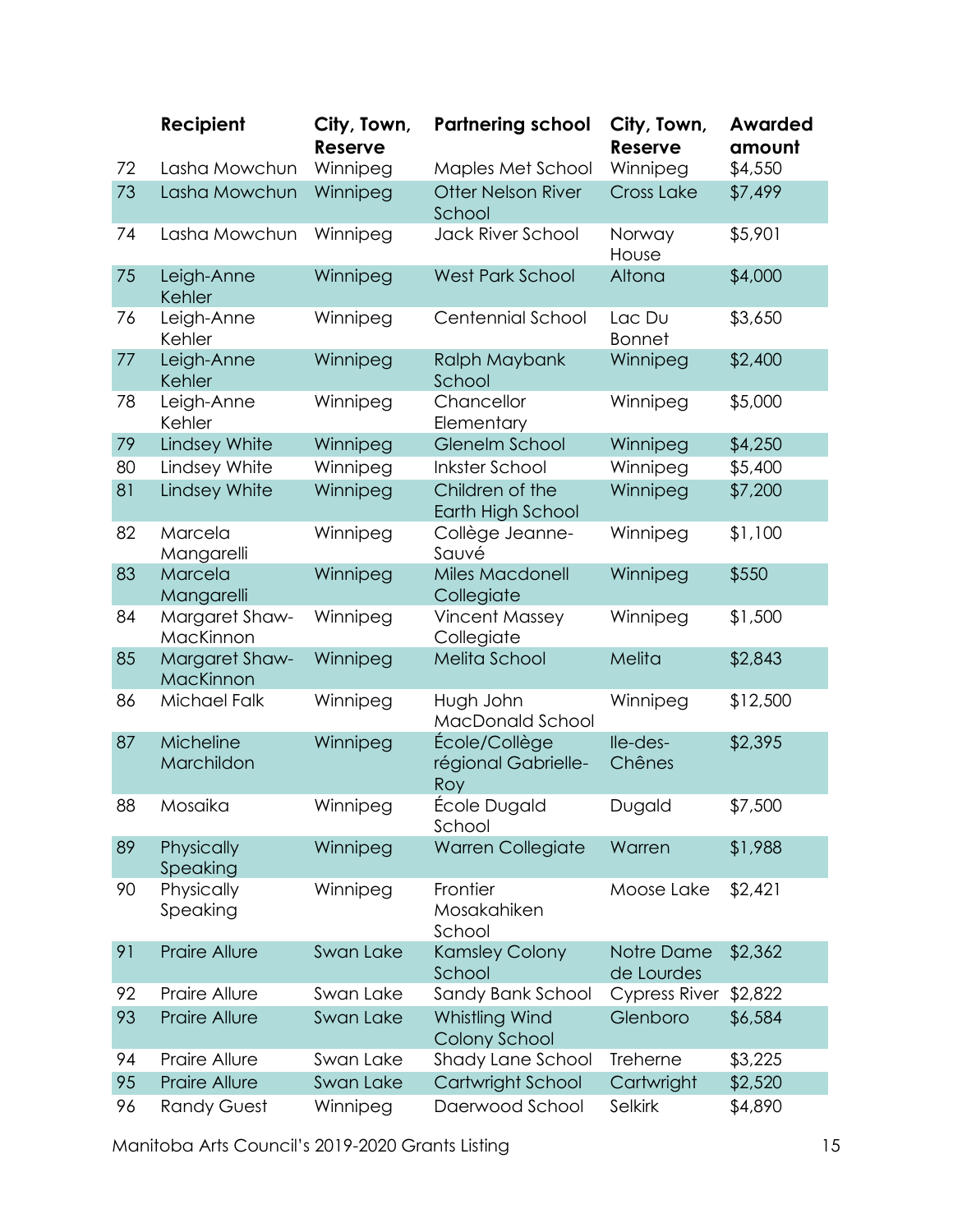|  | Recipient | City, Town, Reserve | Partnering school | City, Town, Reserve | Awarded amount |
|---|---|---|---|---|---|
| 72 | Lasha Mowchun | Winnipeg | Maples Met School | Winnipeg | $4,550 |
| 73 | Lasha Mowchun | Winnipeg | Otter Nelson River School | Cross Lake | $7,499 |
| 74 | Lasha Mowchun | Winnipeg | Jack River School | Norway House | $5,901 |
| 75 | Leigh-Anne Kehler | Winnipeg | West Park School | Altona | $4,000 |
| 76 | Leigh-Anne Kehler | Winnipeg | Centennial School | Lac Du Bonnet | $3,650 |
| 77 | Leigh-Anne Kehler | Winnipeg | Ralph Maybank School | Winnipeg | $2,400 |
| 78 | Leigh-Anne Kehler | Winnipeg | Chancellor Elementary | Winnipeg | $5,000 |
| 79 | Lindsey White | Winnipeg | Glenelm School | Winnipeg | $4,250 |
| 80 | Lindsey White | Winnipeg | Inkster School | Winnipeg | $5,400 |
| 81 | Lindsey White | Winnipeg | Children of the Earth High School | Winnipeg | $7,200 |
| 82 | Marcela Mangarelli | Winnipeg | Collège Jeanne-Sauvé | Winnipeg | $1,100 |
| 83 | Marcela Mangarelli | Winnipeg | Miles Macdonell Collegiate | Winnipeg | $550 |
| 84 | Margaret Shaw-MacKinnon | Winnipeg | Vincent Massey Collegiate | Winnipeg | $1,500 |
| 85 | Margaret Shaw-MacKinnon | Winnipeg | Melita School | Melita | $2,843 |
| 86 | Michael Falk | Winnipeg | Hugh John MacDonald School | Winnipeg | $12,500 |
| 87 | Micheline Marchildon | Winnipeg | École/Collège régional Gabrielle-Roy | Ile-des-Chênes | $2,395 |
| 88 | Mosaika | Winnipeg | École Dugald School | Dugald | $7,500 |
| 89 | Physically Speaking | Winnipeg | Warren Collegiate | Warren | $1,988 |
| 90 | Physically Speaking | Winnipeg | Frontier Mosakahiken School | Moose Lake | $2,421 |
| 91 | Praire Allure | Swan Lake | Kamsley Colony School | Notre Dame de Lourdes | $2,362 |
| 92 | Praire Allure | Swan Lake | Sandy Bank School | Cypress River | $2,822 |
| 93 | Praire Allure | Swan Lake | Whistling Wind Colony School | Glenboro | $6,584 |
| 94 | Praire Allure | Swan Lake | Shady Lane School | Treherne | $3,225 |
| 95 | Praire Allure | Swan Lake | Cartwright School | Cartwright | $2,520 |
| 96 | Randy Guest | Winnipeg | Daerwood School | Selkirk | $4,890 |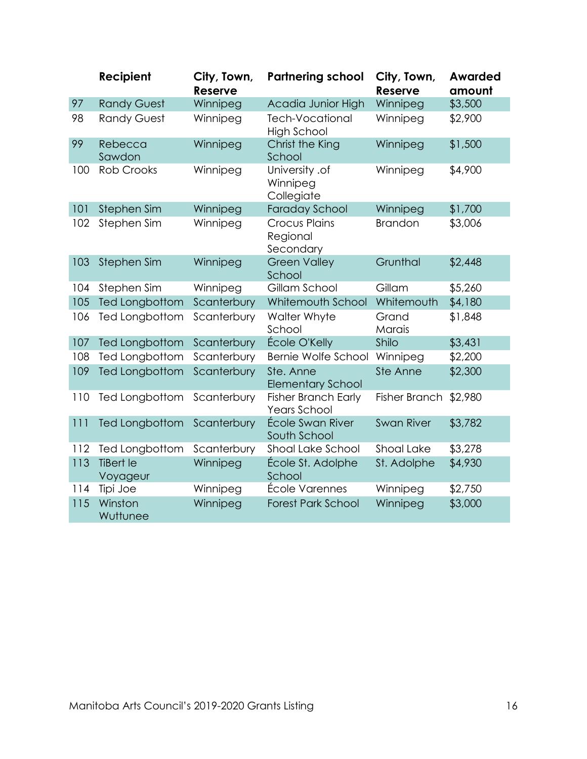| | Recipient | City, Town, Reserve | Partnering school | City, Town, Reserve | Awarded amount |
|---|---|---|---|---|---|
| 97 | Randy Guest | Winnipeg | Acadia Junior High | Winnipeg | $3,500 |
| 98 | Randy Guest | Winnipeg | Tech-Vocational High School | Winnipeg | $2,900 |
| 99 | Rebecca Sawdon | Winnipeg | Christ the King School | Winnipeg | $1,500 |
| 100 | Rob Crooks | Winnipeg | University .of Winnipeg Collegiate | Winnipeg | $4,900 |
| 101 | Stephen Sim | Winnipeg | Faraday School | Winnipeg | $1,700 |
| 102 | Stephen Sim | Winnipeg | Crocus Plains Regional Secondary | Brandon | $3,006 |
| 103 | Stephen Sim | Winnipeg | Green Valley School | Grunthal | $2,448 |
| 104 | Stephen Sim | Winnipeg | Gillam School | Gillam | $5,260 |
| 105 | Ted Longbottom | Scanterbury | Whitemouth School | Whitemouth | $4,180 |
| 106 | Ted Longbottom | Scanterbury | Walter Whyte School | Grand Marais | $1,848 |
| 107 | Ted Longbottom | Scanterbury | École O'Kelly | Shilo | $3,431 |
| 108 | Ted Longbottom | Scanterbury | Bernie Wolfe School | Winnipeg | $2,200 |
| 109 | Ted Longbottom | Scanterbury | Ste. Anne Elementary School | Ste Anne | $2,300 |
| 110 | Ted Longbottom | Scanterbury | Fisher Branch Early Years School | Fisher Branch | $2,980 |
| 111 | Ted Longbottom | Scanterbury | École Swan River South School | Swan River | $3,782 |
| 112 | Ted Longbottom | Scanterbury | Shoal Lake School | Shoal Lake | $3,278 |
| 113 | TiBert le Voyageur | Winnipeg | École St. Adolphe School | St. Adolphe | $4,930 |
| 114 | Tipi Joe | Winnipeg | École Varennes | Winnipeg | $2,750 |
| 115 | Winston Wuttunee | Winnipeg | Forest Park School | Winnipeg | $3,000 |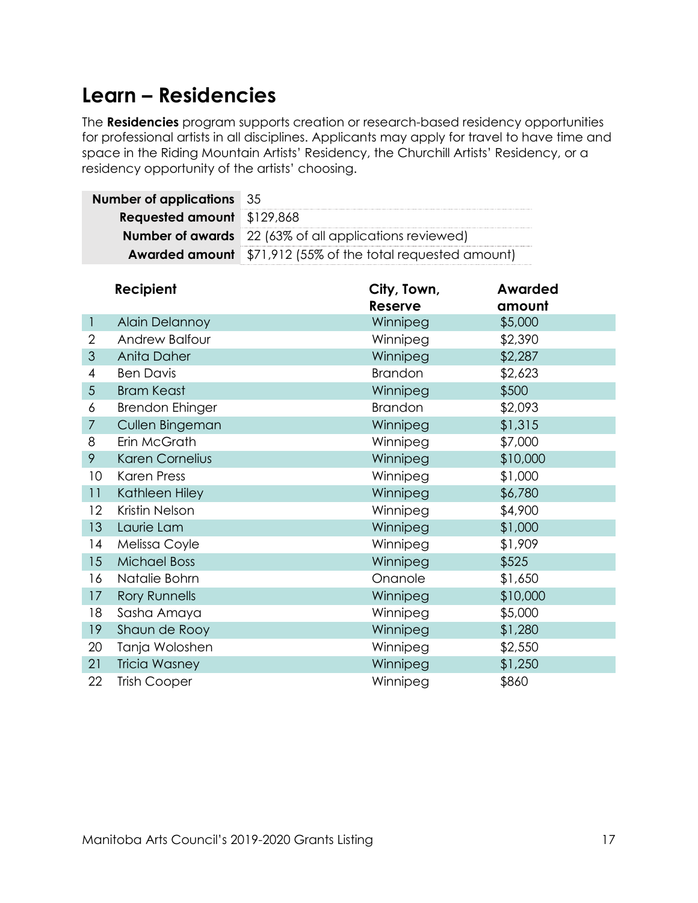## Learn – Residencies

The **Residencies** program supports creation or research-based residency opportunities for professional artists in all disciplines. Applicants may apply for travel to have time and space in the Riding Mountain Artists' Residency, the Churchill Artists' Residency, or a residency opportunity of the artists' choosing.

| | |
|---|---|
| **Number of applications** | 35 |
| **Requested amount** | $129,868 |
| **Number of awards** | 22 (63% of all applications reviewed) |
| **Awarded amount** | $71,912 (55% of the total requested amount) |

| | Recipient | City, Town, Reserve | Awarded amount |
|---|---|---|---|
| 1 | Alain Delannoy | Winnipeg | $5,000 |
| 2 | Andrew Balfour | Winnipeg | $2,390 |
| 3 | Anita Daher | Winnipeg | $2,287 |
| 4 | Ben Davis | Brandon | $2,623 |
| 5 | Bram Keast | Winnipeg | $500 |
| 6 | Brendon Ehinger | Brandon | $2,093 |
| 7 | Cullen Bingeman | Winnipeg | $1,315 |
| 8 | Erin McGrath | Winnipeg | $7,000 |
| 9 | Karen Cornelius | Winnipeg | $10,000 |
| 10 | Karen Press | Winnipeg | $1,000 |
| 11 | Kathleen Hiley | Winnipeg | $6,780 |
| 12 | Kristin Nelson | Winnipeg | $4,900 |
| 13 | Laurie Lam | Winnipeg | $1,000 |
| 14 | Melissa Coyle | Winnipeg | $1,909 |
| 15 | Michael Boss | Winnipeg | $525 |
| 16 | Natalie Bohrn | Onanole | $1,650 |
| 17 | Rory Runnells | Winnipeg | $10,000 |
| 18 | Sasha Amaya | Winnipeg | $5,000 |
| 19 | Shaun de Rooy | Winnipeg | $1,280 |
| 20 | Tanja Woloshen | Winnipeg | $2,550 |
| 21 | Tricia Wasney | Winnipeg | $1,250 |
| 22 | Trish Cooper | Winnipeg | $860 |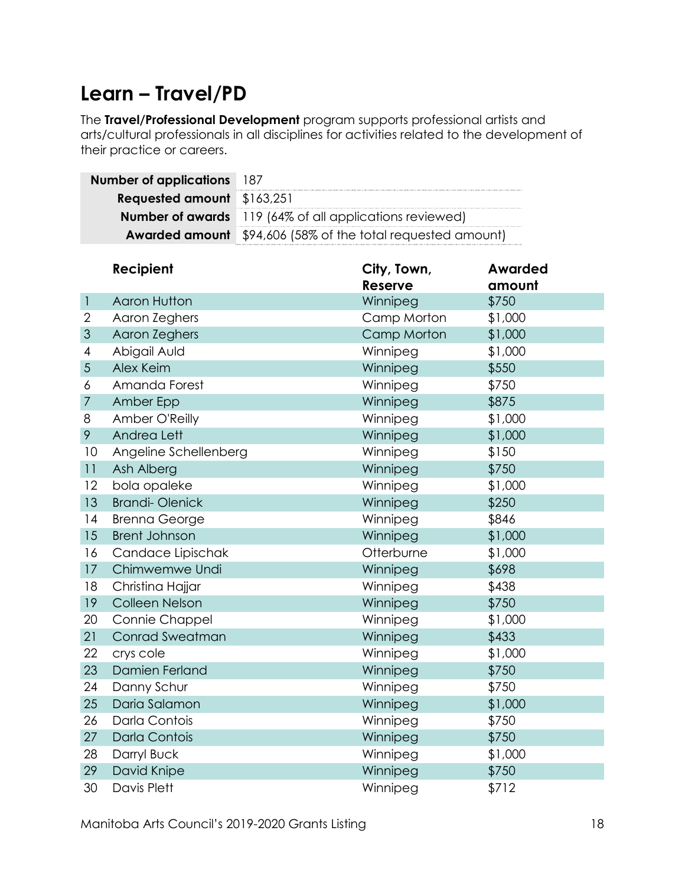# Learn – Travel/PD

The **Travel/Professional Development** program supports professional artists and arts/cultural professionals in all disciplines for activities related to the development of their practice or careers.

| | |
|---|---|
| **Number of applications** | 187 |
| **Requested amount** | $163,251 |
| **Number of awards** | 119 (64% of all applications reviewed) |
| **Awarded amount** | $94,606 (58% of the total requested amount) |

| | Recipient | City, Town, Reserve | Awarded amount |
|---|---|---|---|
| 1 | Aaron Hutton | Winnipeg | $750 |
| 2 | Aaron Zeghers | Camp Morton | $1,000 |
| 3 | Aaron Zeghers | Camp Morton | $1,000 |
| 4 | Abigail Auld | Winnipeg | $1,000 |
| 5 | Alex Keim | Winnipeg | $550 |
| 6 | Amanda Forest | Winnipeg | $750 |
| 7 | Amber Epp | Winnipeg | $875 |
| 8 | Amber O'Reilly | Winnipeg | $1,000 |
| 9 | Andrea Lett | Winnipeg | $1,000 |
| 10 | Angeline Schellenberg | Winnipeg | $150 |
| 11 | Ash Alberg | Winnipeg | $750 |
| 12 | bola opaleke | Winnipeg | $1,000 |
| 13 | Brandi- Olenick | Winnipeg | $250 |
| 14 | Brenna George | Winnipeg | $846 |
| 15 | Brent Johnson | Winnipeg | $1,000 |
| 16 | Candace Lipischak | Otterburne | $1,000 |
| 17 | Chimwemwe Undi | Winnipeg | $698 |
| 18 | Christina Hajjar | Winnipeg | $438 |
| 19 | Colleen Nelson | Winnipeg | $750 |
| 20 | Connie Chappel | Winnipeg | $1,000 |
| 21 | Conrad Sweatman | Winnipeg | $433 |
| 22 | crys cole | Winnipeg | $1,000 |
| 23 | Damien Ferland | Winnipeg | $750 |
| 24 | Danny Schur | Winnipeg | $750 |
| 25 | Daria Salamon | Winnipeg | $1,000 |
| 26 | Darla Contois | Winnipeg | $750 |
| 27 | Darla Contois | Winnipeg | $750 |
| 28 | Darryl Buck | Winnipeg | $1,000 |
| 29 | David Knipe | Winnipeg | $750 |
| 30 | Davis Plett | Winnipeg | $712 |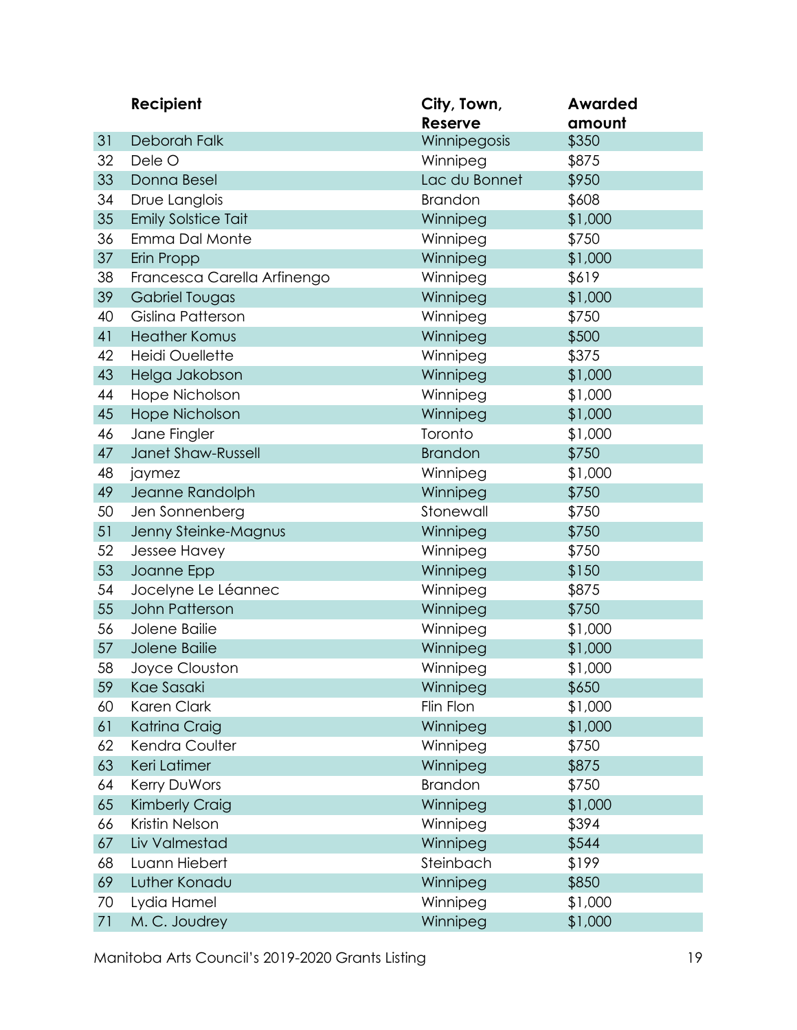|  | Recipient | City, Town, Reserve | Awarded amount |
|---|---|---|---|
| 31 | Deborah Falk | Winnipegosis | $350 |
| 32 | Dele O | Winnipeg | $875 |
| 33 | Donna Besel | Lac du Bonnet | $950 |
| 34 | Drue Langlois | Brandon | $608 |
| 35 | Emily Solstice Tait | Winnipeg | $1,000 |
| 36 | Emma Dal Monte | Winnipeg | $750 |
| 37 | Erin Propp | Winnipeg | $1,000 |
| 38 | Francesca Carella Arfinengo | Winnipeg | $619 |
| 39 | Gabriel Tougas | Winnipeg | $1,000 |
| 40 | Gislina Patterson | Winnipeg | $750 |
| 41 | Heather Komus | Winnipeg | $500 |
| 42 | Heidi Ouellette | Winnipeg | $375 |
| 43 | Helga Jakobson | Winnipeg | $1,000 |
| 44 | Hope Nicholson | Winnipeg | $1,000 |
| 45 | Hope Nicholson | Winnipeg | $1,000 |
| 46 | Jane Fingler | Toronto | $1,000 |
| 47 | Janet Shaw-Russell | Brandon | $750 |
| 48 | jaymez | Winnipeg | $1,000 |
| 49 | Jeanne Randolph | Winnipeg | $750 |
| 50 | Jen Sonnenberg | Stonewall | $750 |
| 51 | Jenny Steinke-Magnus | Winnipeg | $750 |
| 52 | Jessee Havey | Winnipeg | $750 |
| 53 | Joanne Epp | Winnipeg | $150 |
| 54 | Jocelyne Le Léannec | Winnipeg | $875 |
| 55 | John Patterson | Winnipeg | $750 |
| 56 | Jolene Bailie | Winnipeg | $1,000 |
| 57 | Jolene Bailie | Winnipeg | $1,000 |
| 58 | Joyce Clouston | Winnipeg | $1,000 |
| 59 | Kae Sasaki | Winnipeg | $650 |
| 60 | Karen Clark | Flin Flon | $1,000 |
| 61 | Katrina Craig | Winnipeg | $1,000 |
| 62 | Kendra Coulter | Winnipeg | $750 |
| 63 | Keri Latimer | Winnipeg | $875 |
| 64 | Kerry DuWors | Brandon | $750 |
| 65 | Kimberly Craig | Winnipeg | $1,000 |
| 66 | Kristin Nelson | Winnipeg | $394 |
| 67 | Liv Valmestad | Winnipeg | $544 |
| 68 | Luann Hiebert | Steinbach | $199 |
| 69 | Luther Konadu | Winnipeg | $850 |
| 70 | Lydia Hamel | Winnipeg | $1,000 |
| 71 | M. C. Joudrey | Winnipeg | $1,000 |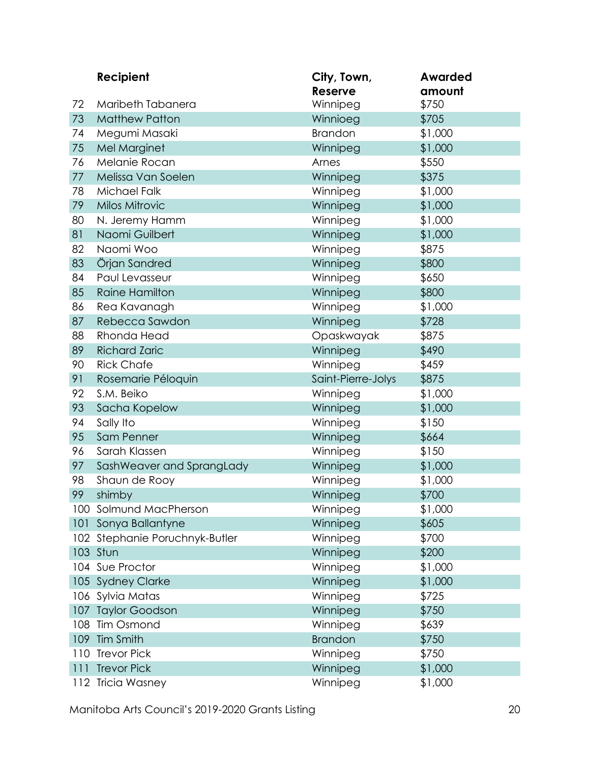| | Recipient | City, Town, Reserve | Awarded amount |
|---|---|---|---|
| 72 | Maribeth Tabanera | Winnipeg | $750 |
| 73 | Matthew Patton | Winnioeg | $705 |
| 74 | Megumi Masaki | Brandon | $1,000 |
| 75 | Mel Marginet | Winnipeg | $1,000 |
| 76 | Melanie Rocan | Arnes | $550 |
| 77 | Melissa Van Soelen | Winnipeg | $375 |
| 78 | Michael Falk | Winnipeg | $1,000 |
| 79 | Milos Mitrovic | Winnipeg | $1,000 |
| 80 | N. Jeremy Hamm | Winnipeg | $1,000 |
| 81 | Naomi Guilbert | Winnipeg | $1,000 |
| 82 | Naomi Woo | Winnipeg | $875 |
| 83 | Örjan Sandred | Winnipeg | $800 |
| 84 | Paul Levasseur | Winnipeg | $650 |
| 85 | Raine Hamilton | Winnipeg | $800 |
| 86 | Rea Kavanagh | Winnipeg | $1,000 |
| 87 | Rebecca Sawdon | Winnipeg | $728 |
| 88 | Rhonda Head | Opaskwayak | $875 |
| 89 | Richard Zaric | Winnipeg | $490 |
| 90 | Rick Chafe | Winnipeg | $459 |
| 91 | Rosemarie Péloquin | Saint-Pierre-Jolys | $875 |
| 92 | S.M. Beiko | Winnipeg | $1,000 |
| 93 | Sacha Kopelow | Winnipeg | $1,000 |
| 94 | Sally Ito | Winnipeg | $150 |
| 95 | Sam Penner | Winnipeg | $664 |
| 96 | Sarah Klassen | Winnipeg | $150 |
| 97 | SashWeaver and SprangLady | Winnipeg | $1,000 |
| 98 | Shaun de Rooy | Winnipeg | $1,000 |
| 99 | shimby | Winnipeg | $700 |
| 100 | Solmund MacPherson | Winnipeg | $1,000 |
| 101 | Sonya Ballantyne | Winnipeg | $605 |
| 102 | Stephanie Poruchnyk-Butler | Winnipeg | $700 |
| 103 | Stun | Winnipeg | $200 |
| 104 | Sue Proctor | Winnipeg | $1,000 |
| 105 | Sydney Clarke | Winnipeg | $1,000 |
| 106 | Sylvia Matas | Winnipeg | $725 |
| 107 | Taylor Goodson | Winnipeg | $750 |
| 108 | Tim Osmond | Winnipeg | $639 |
| 109 | Tim Smith | Brandon | $750 |
| 110 | Trevor Pick | Winnipeg | $750 |
| 111 | Trevor Pick | Winnipeg | $1,000 |
| 112 | Tricia Wasney | Winnipeg | $1,000 |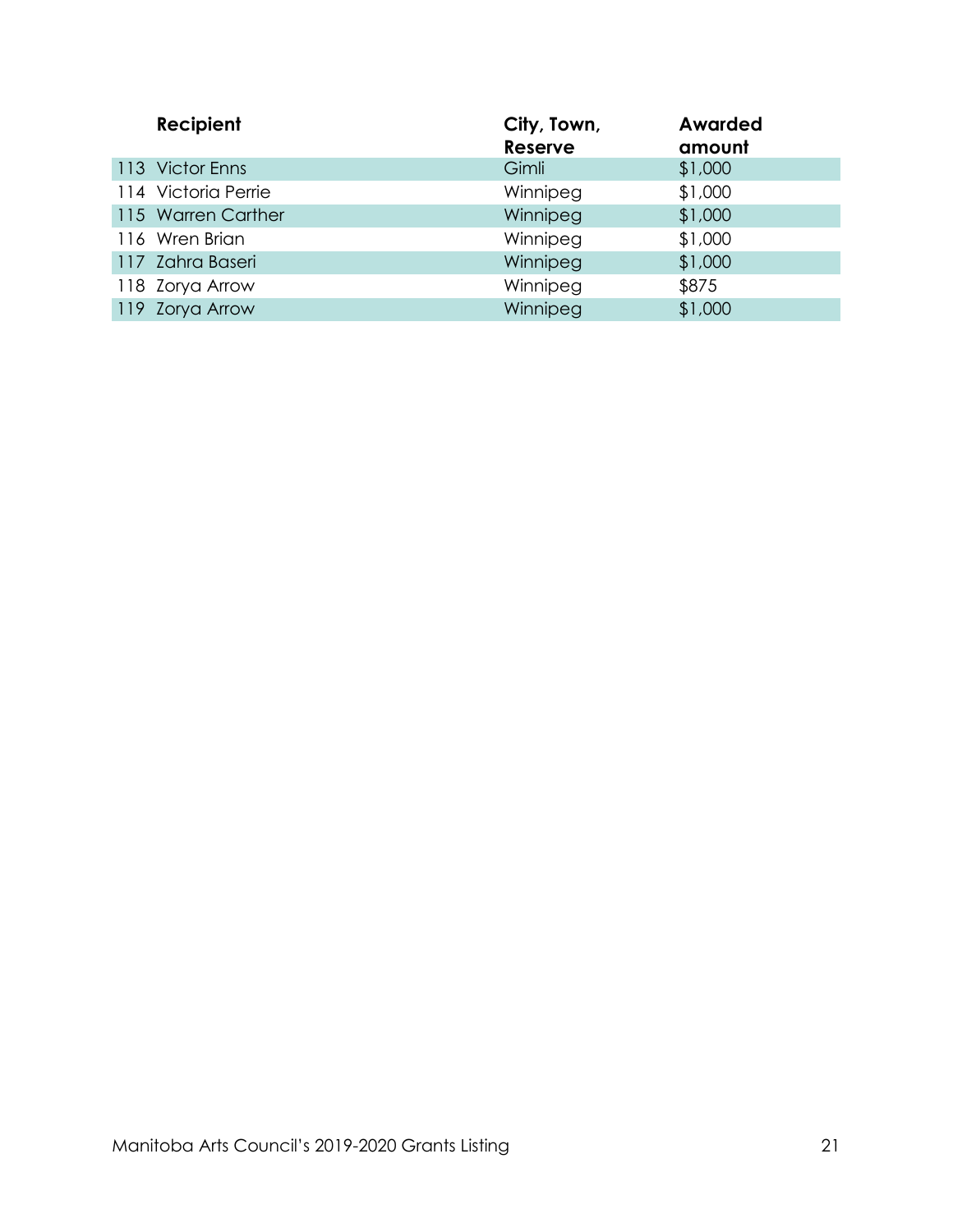| | Recipient | City, Town, Reserve | Awarded amount |
|---|---|---|---|
| 113 | Victor Enns | Gimli | $1,000 |
| 114 | Victoria Perrie | Winnipeg | $1,000 |
| 115 | Warren Carther | Winnipeg | $1,000 |
| 116 | Wren Brian | Winnipeg | $1,000 |
| 117 | Zahra Baseri | Winnipeg | $1,000 |
| 118 | Zorya Arrow | Winnipeg | $875 |
| 119 | Zorya Arrow | Winnipeg | $1,000 |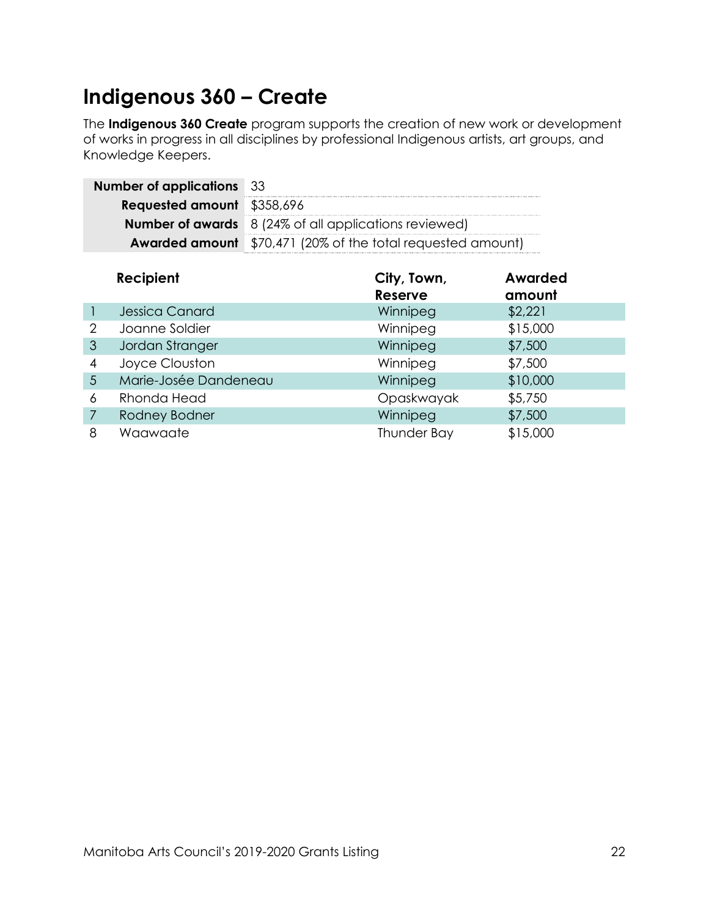# Indigenous 360 – Create

The **Indigenous 360 Create** program supports the creation of new work or development of works in progress in all disciplines by professional Indigenous artists, art groups, and Knowledge Keepers.

| | |
|---|---|
| **Number of applications** | 33 |
| **Requested amount** | $358,696 |
| **Number of awards** | 8 (24% of all applications reviewed) |
| **Awarded amount** | $70,471 (20% of the total requested amount) |

| | Recipient | City, Town, Reserve | Awarded amount |
|---|---|---|---|
| 1 | Jessica Canard | Winnipeg | $2,221 |
| 2 | Joanne Soldier | Winnipeg | $15,000 |
| 3 | Jordan Stranger | Winnipeg | $7,500 |
| 4 | Joyce Clouston | Winnipeg | $7,500 |
| 5 | Marie-Josée Dandeneau | Winnipeg | $10,000 |
| 6 | Rhonda Head | Opaskwayak | $5,750 |
| 7 | Rodney Bodner | Winnipeg | $7,500 |
| 8 | Waawaate | Thunder Bay | $15,000 |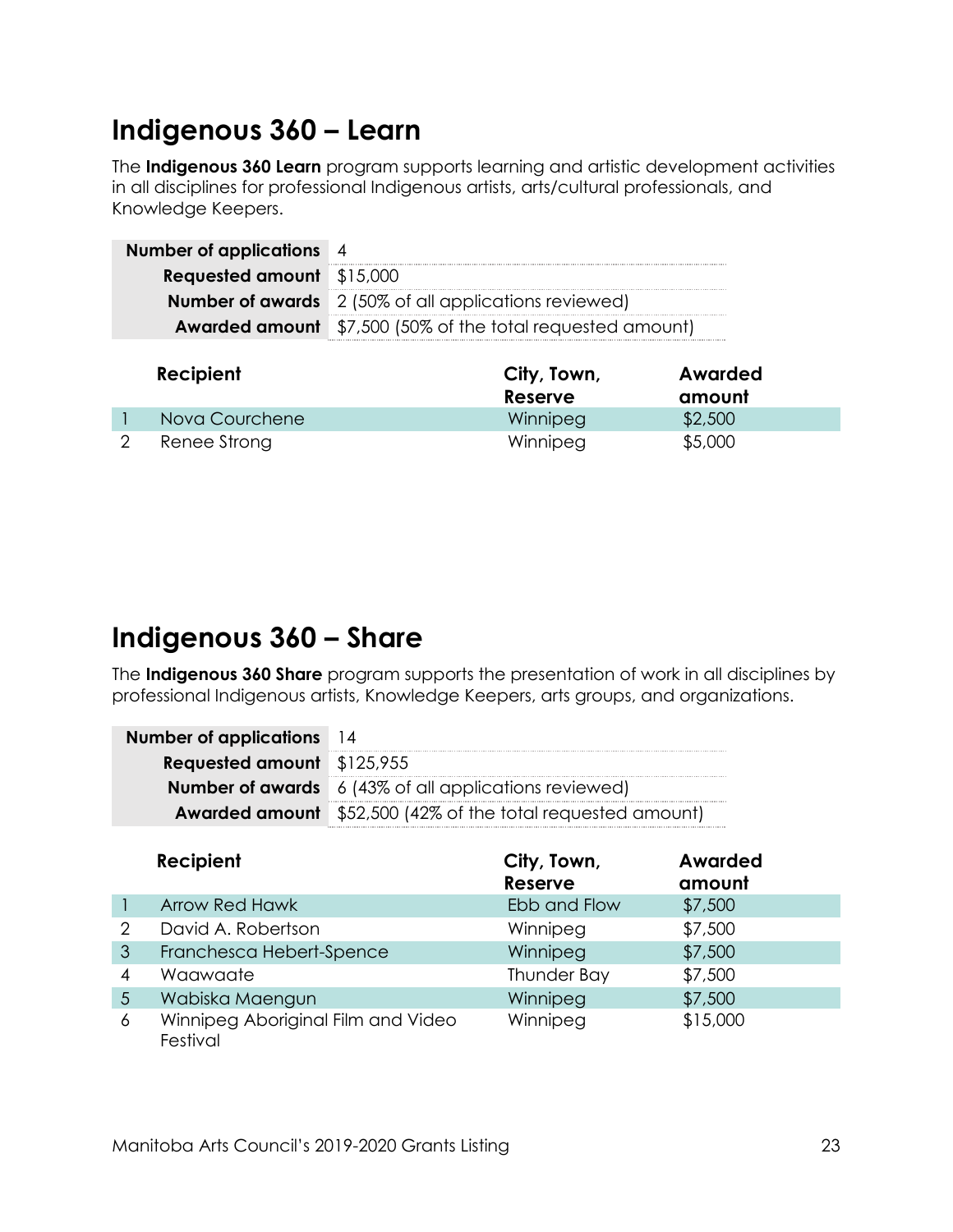## Indigenous 360 – Learn

The **Indigenous 360 Learn** program supports learning and artistic development activities in all disciplines for professional Indigenous artists, arts/cultural professionals, and Knowledge Keepers.

| | |
|---|---|
| **Number of applications** | 4 |
| **Requested amount** | $15,000 |
| **Number of awards** | 2 (50% of all applications reviewed) |
| **Awarded amount** | $7,500 (50% of the total requested amount) |

| | Recipient | City, Town, Reserve | Awarded amount |
|---|---|---|---|
| 1 | Nova Courchene | Winnipeg | $2,500 |
| 2 | Renee Strong | Winnipeg | $5,000 |

## Indigenous 360 – Share

The **Indigenous 360 Share** program supports the presentation of work in all disciplines by professional Indigenous artists, Knowledge Keepers, arts groups, and organizations.

| | |
|---|---|
| **Number of applications** | 14 |
| **Requested amount** | $125,955 |
| **Number of awards** | 6 (43% of all applications reviewed) |
| **Awarded amount** | $52,500 (42% of the total requested amount) |

| | Recipient | City, Town, Reserve | Awarded amount |
|---|---|---|---|
| 1 | Arrow Red Hawk | Ebb and Flow | $7,500 |
| 2 | David A. Robertson | Winnipeg | $7,500 |
| 3 | Franchesca Hebert-Spence | Winnipeg | $7,500 |
| 4 | Waawaate | Thunder Bay | $7,500 |
| 5 | Wabiska Maengun | Winnipeg | $7,500 |
| 6 | Winnipeg Aboriginal Film and Video Festival | Winnipeg | $15,000 |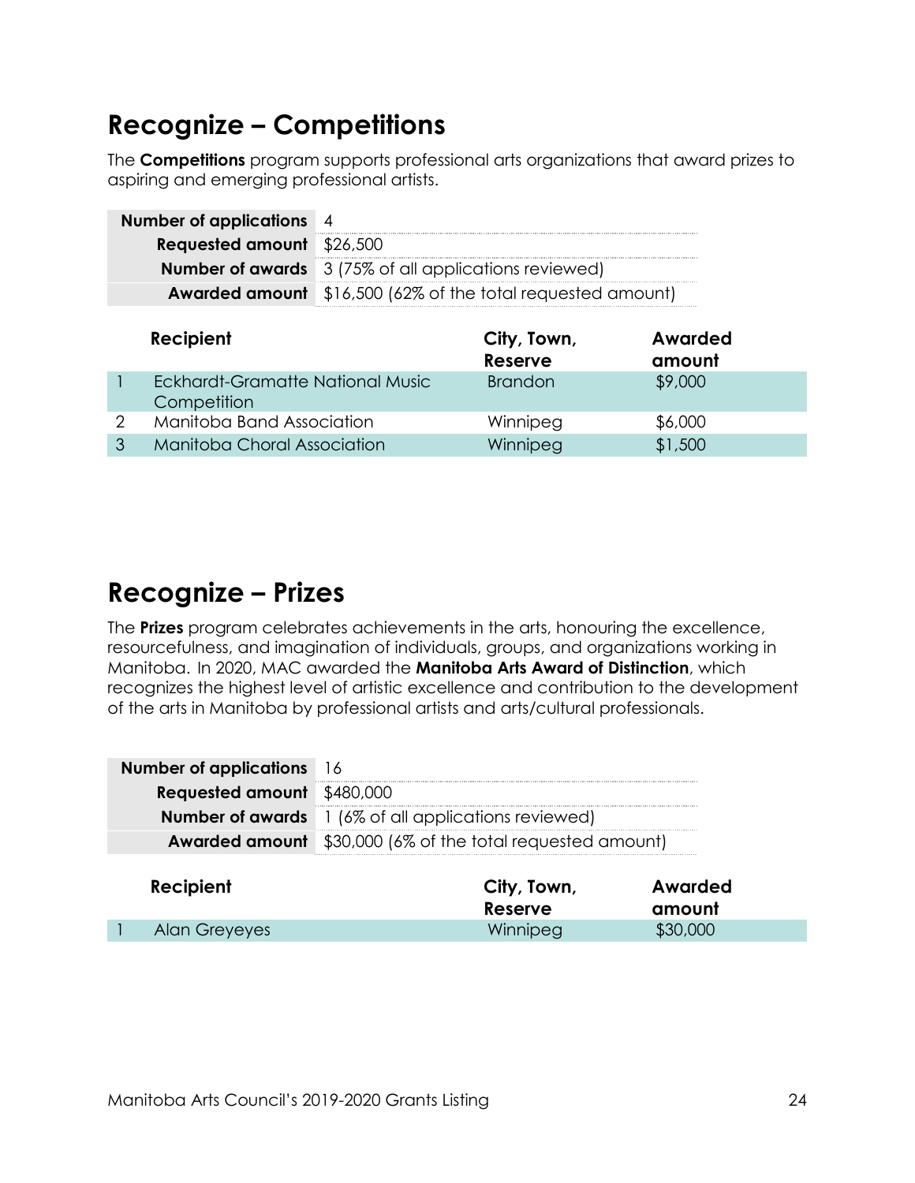## Recognize – Competitions

The **Competitions** program supports professional arts organizations that award prizes to aspiring and emerging professional artists.

| | |
|---|---|
| **Number of applications** | 4 |
| **Requested amount** | $26,500 |
| **Number of awards** | 3 (75% of all applications reviewed) |
| **Awarded amount** | $16,500 (62% of the total requested amount) |

| | Recipient | City, Town, Reserve | Awarded amount |
|---|---|---|---|
| 1 | Eckhardt-Gramatte National Music Competition | Brandon | $9,000 |
| 2 | Manitoba Band Association | Winnipeg | $6,000 |
| 3 | Manitoba Choral Association | Winnipeg | $1,500 |

## Recognize – Prizes

The **Prizes** program celebrates achievements in the arts, honouring the excellence, resourcefulness, and imagination of individuals, groups, and organizations working in Manitoba. In 2020, MAC awarded the **Manitoba Arts Award of Distinction**, which recognizes the highest level of artistic excellence and contribution to the development of the arts in Manitoba by professional artists and arts/cultural professionals.

| | |
|---|---|
| **Number of applications** | 16 |
| **Requested amount** | $480,000 |
| **Number of awards** | 1 (6% of all applications reviewed) |
| **Awarded amount** | $30,000 (6% of the total requested amount) |

| | Recipient | City, Town, Reserve | Awarded amount |
|---|---|---|---|
| 1 | Alan Greyeyes | Winnipeg | $30,000 |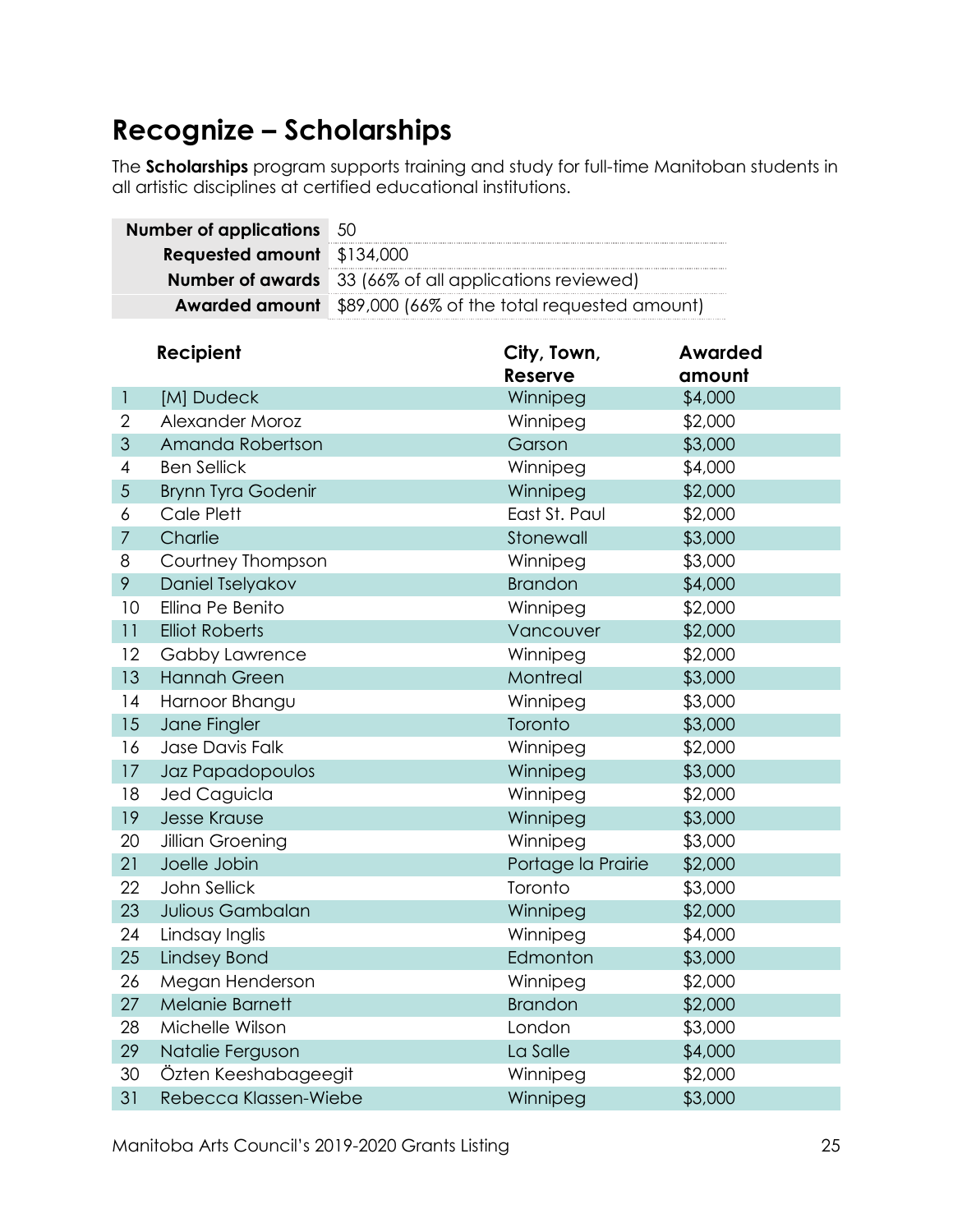# Recognize – Scholarships

The **Scholarships** program supports training and study for full-time Manitoban students in all artistic disciplines at certified educational institutions.

| | |
|---|---|
| **Number of applications** | 50 |
| **Requested amount** | $134,000 |
| **Number of awards** | 33 (66% of all applications reviewed) |
| **Awarded amount** | $89,000 (66% of the total requested amount) |

| | Recipient | City, Town, Reserve | Awarded amount |
|---|---|---|---|
| 1 | [M] Dudeck | Winnipeg | $4,000 |
| 2 | Alexander Moroz | Winnipeg | $2,000 |
| 3 | Amanda Robertson | Garson | $3,000 |
| 4 | Ben Sellick | Winnipeg | $4,000 |
| 5 | Brynn Tyra Godenir | Winnipeg | $2,000 |
| 6 | Cale Plett | East St. Paul | $2,000 |
| 7 | Charlie | Stonewall | $3,000 |
| 8 | Courtney Thompson | Winnipeg | $3,000 |
| 9 | Daniel Tselyakov | Brandon | $4,000 |
| 10 | Ellina Pe Benito | Winnipeg | $2,000 |
| 11 | Elliot Roberts | Vancouver | $2,000 |
| 12 | Gabby Lawrence | Winnipeg | $2,000 |
| 13 | Hannah Green | Montreal | $3,000 |
| 14 | Harnoor Bhangu | Winnipeg | $3,000 |
| 15 | Jane Fingler | Toronto | $3,000 |
| 16 | Jase Davis Falk | Winnipeg | $2,000 |
| 17 | Jaz Papadopoulos | Winnipeg | $3,000 |
| 18 | Jed Caguicla | Winnipeg | $2,000 |
| 19 | Jesse Krause | Winnipeg | $3,000 |
| 20 | Jillian Groening | Winnipeg | $3,000 |
| 21 | Joelle Jobin | Portage la Prairie | $2,000 |
| 22 | John Sellick | Toronto | $3,000 |
| 23 | Julious Gambalan | Winnipeg | $2,000 |
| 24 | Lindsay Inglis | Winnipeg | $4,000 |
| 25 | Lindsey Bond | Edmonton | $3,000 |
| 26 | Megan Henderson | Winnipeg | $2,000 |
| 27 | Melanie Barnett | Brandon | $2,000 |
| 28 | Michelle Wilson | London | $3,000 |
| 29 | Natalie Ferguson | La Salle | $4,000 |
| 30 | Özten Keeshabageegit | Winnipeg | $2,000 |
| 31 | Rebecca Klassen-Wiebe | Winnipeg | $3,000 |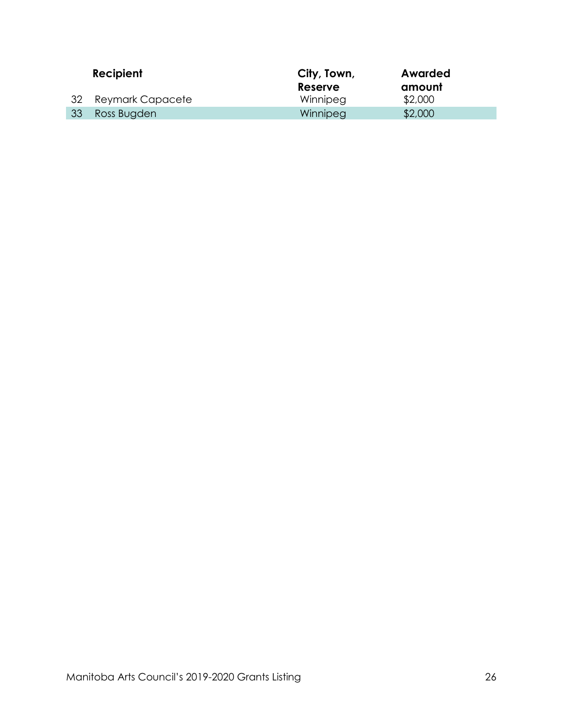| | Recipient | City, Town, Reserve | Awarded amount |
|---|---|---|---|
| 32 | Reymark Capacete | Winnipeg | $2,000 |
| 33 | Ross Bugden | Winnipeg | $2,000 |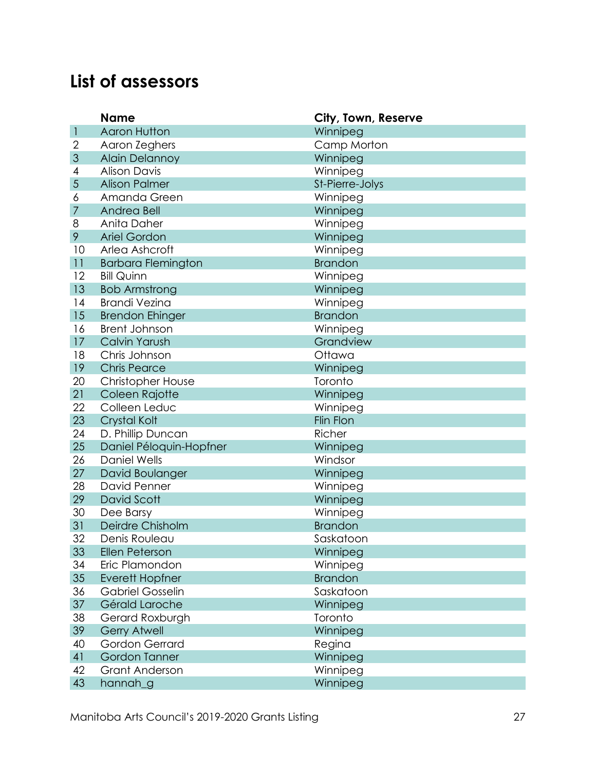## List of assessors

| | Name | City, Town, Reserve |
|---|---|---|
| 1 | Aaron Hutton | Winnipeg |
| 2 | Aaron Zeghers | Camp Morton |
| 3 | Alain Delannoy | Winnipeg |
| 4 | Alison Davis | Winnipeg |
| 5 | Alison Palmer | St-Pierre-Jolys |
| 6 | Amanda Green | Winnipeg |
| 7 | Andrea Bell | Winnipeg |
| 8 | Anita Daher | Winnipeg |
| 9 | Ariel Gordon | Winnipeg |
| 10 | Arlea Ashcroft | Winnipeg |
| 11 | Barbara Flemington | Brandon |
| 12 | Bill Quinn | Winnipeg |
| 13 | Bob Armstrong | Winnipeg |
| 14 | Brandi Vezina | Winnipeg |
| 15 | Brendon Ehinger | Brandon |
| 16 | Brent Johnson | Winnipeg |
| 17 | Calvin Yarush | Grandview |
| 18 | Chris Johnson | Ottawa |
| 19 | Chris Pearce | Winnipeg |
| 20 | Christopher House | Toronto |
| 21 | Coleen Rajotte | Winnipeg |
| 22 | Colleen Leduc | Winnipeg |
| 23 | Crystal Kolt | Flin Flon |
| 24 | D. Phillip Duncan | Richer |
| 25 | Daniel Péloquin-Hopfner | Winnipeg |
| 26 | Daniel Wells | Windsor |
| 27 | David Boulanger | Winnipeg |
| 28 | David Penner | Winnipeg |
| 29 | David Scott | Winnipeg |
| 30 | Dee Barsy | Winnipeg |
| 31 | Deirdre Chisholm | Brandon |
| 32 | Denis Rouleau | Saskatoon |
| 33 | Ellen Peterson | Winnipeg |
| 34 | Eric Plamondon | Winnipeg |
| 35 | Everett Hopfner | Brandon |
| 36 | Gabriel Gosselin | Saskatoon |
| 37 | Gérald Laroche | Winnipeg |
| 38 | Gerard Roxburgh | Toronto |
| 39 | Gerry Atwell | Winnipeg |
| 40 | Gordon Gerrard | Regina |
| 41 | Gordon Tanner | Winnipeg |
| 42 | Grant Anderson | Winnipeg |
| 43 | hannah_g | Winnipeg |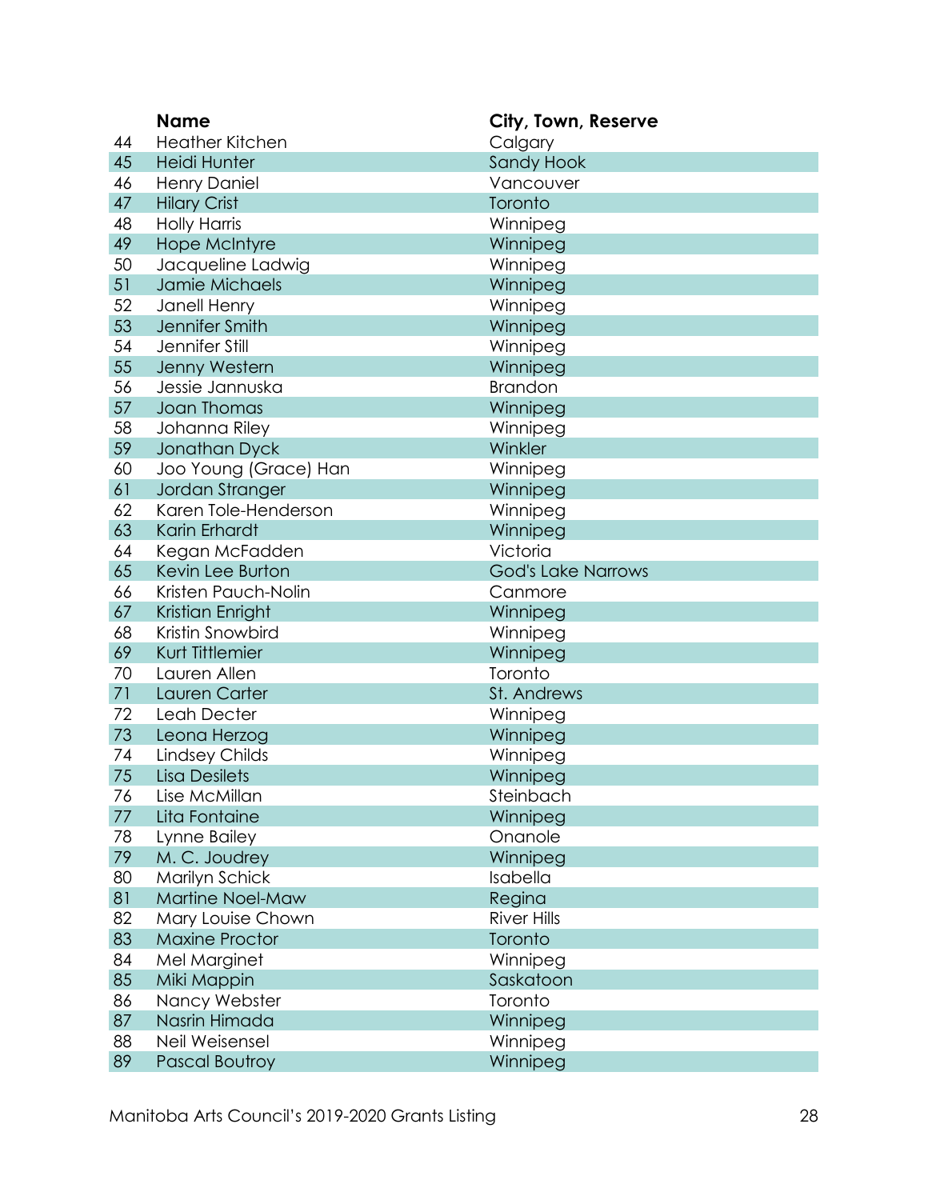| | Name | City, Town, Reserve |
|---|---|---|
| 44 | Heather Kitchen | Calgary |
| 45 | Heidi Hunter | Sandy Hook |
| 46 | Henry Daniel | Vancouver |
| 47 | Hilary Crist | Toronto |
| 48 | Holly Harris | Winnipeg |
| 49 | Hope McIntyre | Winnipeg |
| 50 | Jacqueline Ladwig | Winnipeg |
| 51 | Jamie Michaels | Winnipeg |
| 52 | Janell Henry | Winnipeg |
| 53 | Jennifer Smith | Winnipeg |
| 54 | Jennifer Still | Winnipeg |
| 55 | Jenny Western | Winnipeg |
| 56 | Jessie Jannuska | Brandon |
| 57 | Joan Thomas | Winnipeg |
| 58 | Johanna Riley | Winnipeg |
| 59 | Jonathan Dyck | Winkler |
| 60 | Joo Young (Grace) Han | Winnipeg |
| 61 | Jordan Stranger | Winnipeg |
| 62 | Karen Tole-Henderson | Winnipeg |
| 63 | Karin Erhardt | Winnipeg |
| 64 | Kegan McFadden | Victoria |
| 65 | Kevin Lee Burton | God's Lake Narrows |
| 66 | Kristen Pauch-Nolin | Canmore |
| 67 | Kristian Enright | Winnipeg |
| 68 | Kristin Snowbird | Winnipeg |
| 69 | Kurt Tittlemier | Winnipeg |
| 70 | Lauren Allen | Toronto |
| 71 | Lauren Carter | St. Andrews |
| 72 | Leah Decter | Winnipeg |
| 73 | Leona Herzog | Winnipeg |
| 74 | Lindsey Childs | Winnipeg |
| 75 | Lisa Desilets | Winnipeg |
| 76 | Lise McMillan | Steinbach |
| 77 | Lita Fontaine | Winnipeg |
| 78 | Lynne Bailey | Onanole |
| 79 | M. C. Joudrey | Winnipeg |
| 80 | Marilyn Schick | Isabella |
| 81 | Martine Noel-Maw | Regina |
| 82 | Mary Louise Chown | River Hills |
| 83 | Maxine Proctor | Toronto |
| 84 | Mel Marginet | Winnipeg |
| 85 | Miki Mappin | Saskatoon |
| 86 | Nancy Webster | Toronto |
| 87 | Nasrin Himada | Winnipeg |
| 88 | Neil Weisensel | Winnipeg |
| 89 | Pascal Boutroy | Winnipeg |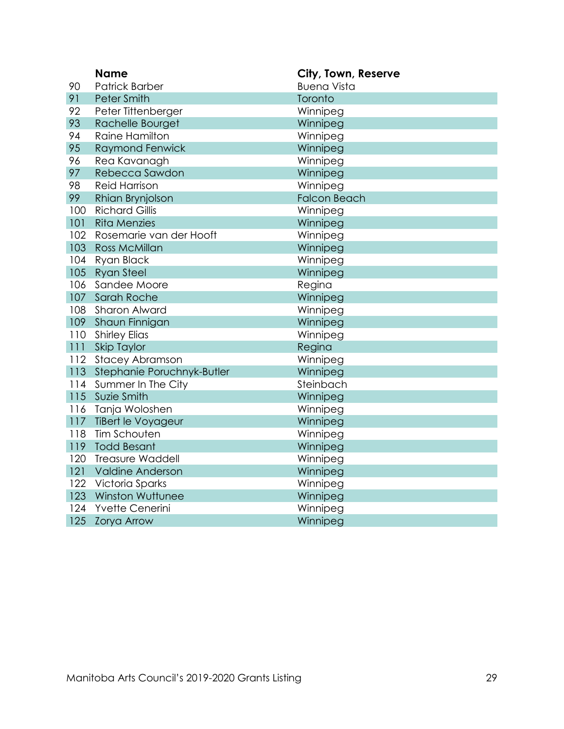| | Name | City, Town, Reserve |
|---|---|---|
| 90 | Patrick Barber | Buena Vista |
| 91 | Peter Smith | Toronto |
| 92 | Peter Tittenberger | Winnipeg |
| 93 | Rachelle Bourget | Winnipeg |
| 94 | Raine Hamilton | Winnipeg |
| 95 | Raymond Fenwick | Winnipeg |
| 96 | Rea Kavanagh | Winnipeg |
| 97 | Rebecca Sawdon | Winnipeg |
| 98 | Reid Harrison | Winnipeg |
| 99 | Rhian Brynjolson | Falcon Beach |
| 100 | Richard Gillis | Winnipeg |
| 101 | Rita Menzies | Winnipeg |
| 102 | Rosemarie van der Hooft | Winnipeg |
| 103 | Ross McMillan | Winnipeg |
| 104 | Ryan Black | Winnipeg |
| 105 | Ryan Steel | Winnipeg |
| 106 | Sandee Moore | Regina |
| 107 | Sarah Roche | Winnipeg |
| 108 | Sharon Alward | Winnipeg |
| 109 | Shaun Finnigan | Winnipeg |
| 110 | Shirley Elias | Winnipeg |
| 111 | Skip Taylor | Regina |
| 112 | Stacey Abramson | Winnipeg |
| 113 | Stephanie Poruchnyk-Butler | Winnipeg |
| 114 | Summer In The City | Steinbach |
| 115 | Suzie Smith | Winnipeg |
| 116 | Tanja Woloshen | Winnipeg |
| 117 | TiBert le Voyageur | Winnipeg |
| 118 | Tim Schouten | Winnipeg |
| 119 | Todd Besant | Winnipeg |
| 120 | Treasure Waddell | Winnipeg |
| 121 | Valdine Anderson | Winnipeg |
| 122 | Victoria Sparks | Winnipeg |
| 123 | Winston Wuttunee | Winnipeg |
| 124 | Yvette Cenerini | Winnipeg |
| 125 | Zorya Arrow | Winnipeg |